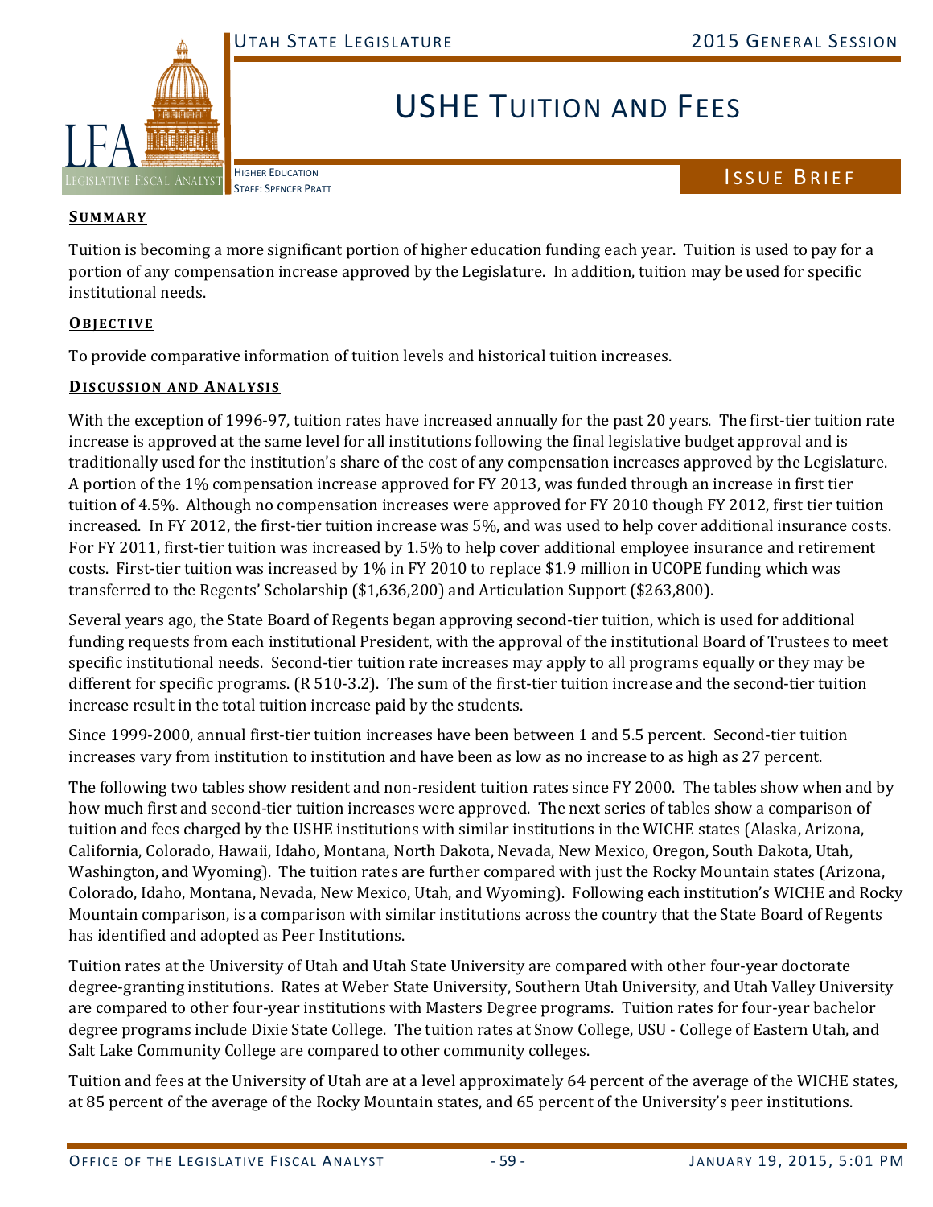# USHE Tuition and Fees

Higher Education
Staff: Spencer Pratt

Issue Brief

## Summary

Tuition is becoming a more significant portion of higher education funding each year. Tuition is used to pay for a portion of any compensation increase approved by the Legislature. In addition, tuition may be used for specific institutional needs.

## Objective

To provide comparative information of tuition levels and historical tuition increases.

## Discussion and Analysis

With the exception of 1996-97, tuition rates have increased annually for the past 20 years. The first-tier tuition rate increase is approved at the same level for all institutions following the final legislative budget approval and is traditionally used for the institution's share of the cost of any compensation increases approved by the Legislature. A portion of the 1% compensation increase approved for FY 2013, was funded through an increase in first tier tuition of 4.5%. Although no compensation increases were approved for FY 2010 though FY 2012, first tier tuition increased. In FY 2012, the first-tier tuition increase was 5%, and was used to help cover additional insurance costs. For FY 2011, first-tier tuition was increased by 1.5% to help cover additional employee insurance and retirement costs. First-tier tuition was increased by 1% in FY 2010 to replace $1.9 million in UCOPE funding which was transferred to the Regents' Scholarship ($1,636,200) and Articulation Support ($263,800).

Several years ago, the State Board of Regents began approving second-tier tuition, which is used for additional funding requests from each institutional President, with the approval of the institutional Board of Trustees to meet specific institutional needs. Second-tier tuition rate increases may apply to all programs equally or they may be different for specific programs. (R 510-3.2). The sum of the first-tier tuition increase and the second-tier tuition increase result in the total tuition increase paid by the students.

Since 1999-2000, annual first-tier tuition increases have been between 1 and 5.5 percent. Second-tier tuition increases vary from institution to institution and have been as low as no increase to as high as 27 percent.

The following two tables show resident and non-resident tuition rates since FY 2000. The tables show when and by how much first and second-tier tuition increases were approved. The next series of tables show a comparison of tuition and fees charged by the USHE institutions with similar institutions in the WICHE states (Alaska, Arizona, California, Colorado, Hawaii, Idaho, Montana, North Dakota, Nevada, New Mexico, Oregon, South Dakota, Utah, Washington, and Wyoming). The tuition rates are further compared with just the Rocky Mountain states (Arizona, Colorado, Idaho, Montana, Nevada, New Mexico, Utah, and Wyoming). Following each institution's WICHE and Rocky Mountain comparison, is a comparison with similar institutions across the country that the State Board of Regents has identified and adopted as Peer Institutions.

Tuition rates at the University of Utah and Utah State University are compared with other four-year doctorate degree-granting institutions. Rates at Weber State University, Southern Utah University, and Utah Valley University are compared to other four-year institutions with Masters Degree programs. Tuition rates for four-year bachelor degree programs include Dixie State College. The tuition rates at Snow College, USU - College of Eastern Utah, and Salt Lake Community College are compared to other community colleges.

Tuition and fees at the University of Utah are at a level approximately 64 percent of the average of the WICHE states, at 85 percent of the average of the Rocky Mountain states, and 65 percent of the University's peer institutions.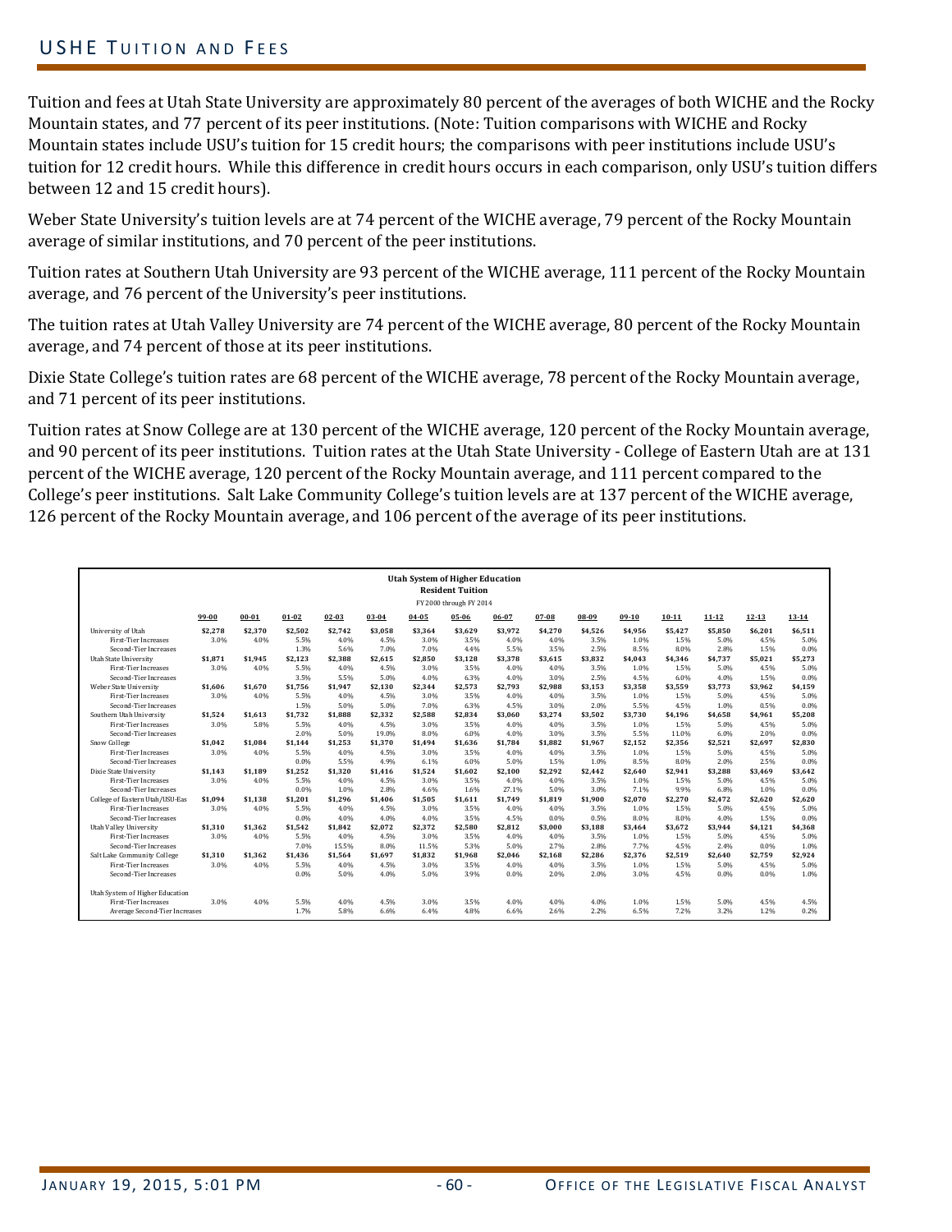## USHE Tuition and Fees

Tuition and fees at Utah State University are approximately 80 percent of the averages of both WICHE and the Rocky Mountain states, and 77 percent of its peer institutions. (Note: Tuition comparisons with WICHE and Rocky Mountain states include USU's tuition for 15 credit hours; the comparisons with peer institutions include USU's tuition for 12 credit hours. While this difference in credit hours occurs in each comparison, only USU's tuition differs between 12 and 15 credit hours).

Weber State University's tuition levels are at 74 percent of the WICHE average, 79 percent of the Rocky Mountain average of similar institutions, and 70 percent of the peer institutions.

Tuition rates at Southern Utah University are 93 percent of the WICHE average, 111 percent of the Rocky Mountain average, and 76 percent of the University's peer institutions.

The tuition rates at Utah Valley University are 74 percent of the WICHE average, 80 percent of the Rocky Mountain average, and 74 percent of those at its peer institutions.

Dixie State College's tuition rates are 68 percent of the WICHE average, 78 percent of the Rocky Mountain average, and 71 percent of its peer institutions.

Tuition rates at Snow College are at 130 percent of the WICHE average, 120 percent of the Rocky Mountain average, and 90 percent of its peer institutions. Tuition rates at the Utah State University - College of Eastern Utah are at 131 percent of the WICHE average, 120 percent of the Rocky Mountain average, and 111 percent compared to the College's peer institutions. Salt Lake Community College's tuition levels are at 137 percent of the WICHE average, 126 percent of the Rocky Mountain average, and 106 percent of the average of its peer institutions.

**Utah System of Higher Education**
**Resident Tuition**
FY2000 through FY 2014

| | 99-00 | 00-01 | 01-02 | 02-03 | 03-04 | 04-05 | 05-06 | 06-07 | 07-08 | 08-09 | 09-10 | 10-11 | 11-12 | 12-13 | 13-14 |
|---|---|---|---|---|---|---|---|---|---|---|---|---|---|---|---|
| University of Utah | $2,278 | $2,370 | $2,502 | $2,742 | $3,058 | $3,364 | $3,629 | $3,972 | $4,270 | $4,526 | $4,956 | $5,427 | $5,850 | $6,201 | $6,511 |
| First-Tier Increases | 3.0% | 4.0% | 5.5% | 4.0% | 4.5% | 3.0% | 3.5% | 4.0% | 4.0% | 3.5% | 1.0% | 1.5% | 5.0% | 4.5% | 5.0% |
| Second-Tier Increases | | | 1.3% | 5.6% | 7.0% | 7.0% | 4.4% | 5.5% | 3.5% | 2.5% | 8.5% | 8.0% | 2.8% | 1.5% | 0.0% |
| Utah State University | $1,871 | $1,945 | $2,123 | $2,388 | $2,615 | $2,850 | $3,128 | $3,378 | $3,615 | $3,832 | $4,043 | $4,346 | $4,737 | $5,021 | $5,273 |
| First-Tier Increases | 3.0% | 4.0% | 5.5% | 4.0% | 4.5% | 3.0% | 3.5% | 4.0% | 4.0% | 3.5% | 1.0% | 1.5% | 5.0% | 4.5% | 5.0% |
| Second-Tier Increases | | | 3.5% | 5.5% | 5.0% | 4.0% | 6.3% | 4.0% | 3.0% | 2.5% | 4.5% | 6.0% | 4.0% | 1.5% | 0.0% |
| Weber State University | $1,606 | $1,670 | $1,756 | $1,947 | $2,130 | $2,344 | $2,573 | $2,793 | $2,988 | $3,153 | $3,358 | $3,559 | $3,773 | $3,962 | $4,159 |
| First-Tier Increases | 3.0% | 4.0% | 5.5% | 4.0% | 4.5% | 3.0% | 3.5% | 4.0% | 4.0% | 3.5% | 1.0% | 1.5% | 5.0% | 4.5% | 5.0% |
| Second-Tier Increases | | | 1.5% | 5.0% | 5.0% | 7.0% | 6.3% | 4.5% | 3.0% | 2.0% | 5.5% | 4.5% | 1.0% | 0.5% | 0.0% |
| Southern Utah University | $1,524 | $1,613 | $1,732 | $1,888 | $2,332 | $2,588 | $2,834 | $3,060 | $3,274 | $3,502 | $3,730 | $4,196 | $4,658 | $4,961 | $5,208 |
| First-Tier Increases | 3.0% | 5.0% | 5.5% | 4.0% | 4.5% | 3.0% | 3.5% | 4.0% | 4.0% | 3.5% | 1.0% | 1.5% | 5.0% | 4.5% | 5.0% |
| Second-Tier Increases | | | 2.0% | 5.0% | 19.0% | 8.0% | 6.0% | 4.0% | 3.0% | 3.5% | 5.5% | 11.0% | 6.0% | 2.0% | 0.0% |
| Snow College | $1,042 | $1,084 | $1,144 | $1,253 | $1,370 | $1,494 | $1,636 | $1,784 | $1,882 | $1,967 | $2,152 | $2,356 | $2,521 | $2,697 | $2,830 |
| First-Tier Increases | 3.0% | 4.0% | 5.5% | 4.0% | 4.5% | 3.0% | 3.5% | 4.0% | 4.0% | 3.5% | 1.0% | 1.5% | 5.0% | 4.5% | 5.0% |
| Second-Tier Increases | | | 0.0% | 5.5% | 4.9% | 6.1% | 6.0% | 5.0% | 1.5% | 1.0% | 8.5% | 8.0% | 2.0% | 2.5% | 0.0% |
| Dixie State University | $1,143 | $1,189 | $1,252 | $1,320 | $1,416 | $1,524 | $1,602 | $2,100 | $2,292 | $2,442 | $2,640 | $2,941 | $3,288 | $3,469 | $3,642 |
| First-Tier Increases | 3.0% | 4.0% | 5.5% | 4.0% | 4.5% | 3.0% | 3.5% | 4.0% | 4.0% | 3.5% | 1.0% | 1.5% | 5.0% | 4.5% | 5.0% |
| Second-Tier Increases | | | 0.0% | 1.0% | 2.8% | 4.6% | 1.6% | 27.1% | 5.0% | 3.0% | 7.1% | 9.9% | 6.8% | 1.0% | 0.0% |
| College of Eastern Utah/USU-Eas | $1,094 | $1,138 | $1,201 | $1,296 | $1,406 | $1,505 | $1,611 | $1,749 | $1,819 | $1,900 | $2,070 | $2,270 | $2,472 | $2,620 | $2,620 |
| First-Tier Increases | 3.0% | 4.0% | 5.5% | 4.0% | 4.5% | 3.0% | 3.5% | 4.0% | 4.0% | 3.5% | 1.0% | 1.5% | 5.0% | 4.5% | 5.0% |
| Second-Tier Increases | | | 0.0% | 4.0% | 4.0% | 4.0% | 3.5% | 4.5% | 0.0% | 0.5% | 8.0% | 8.0% | 4.0% | 1.5% | 0.0% |
| Utah Valley University | $1,310 | $1,362 | $1,542 | $1,842 | $2,072 | $2,372 | $2,580 | $2,812 | $3,000 | $3,188 | $3,464 | $3,672 | $3,944 | $4,121 | $4,368 |
| First-Tier Increases | 3.0% | 4.0% | 5.5% | 4.0% | 4.5% | 3.0% | 3.5% | 4.0% | 4.0% | 3.5% | 1.0% | 1.5% | 5.0% | 4.5% | 5.0% |
| Second-Tier Increases | | | 7.0% | 15.5% | 8.0% | 11.5% | 5.3% | 5.0% | 2.7% | 2.8% | 7.7% | 4.5% | 2.4% | 0.0% | 1.0% |
| Salt Lake Community College | $1,310 | $1,362 | $1,436 | $1,564 | $1,697 | $1,832 | $1,968 | $2,046 | $2,168 | $2,286 | $2,376 | $2,519 | $2,640 | $2,759 | $2,924 |
| First-Tier Increases | 3.0% | 4.0% | 5.5% | 4.0% | 4.5% | 3.0% | 3.5% | 4.0% | 4.0% | 3.5% | 1.0% | 1.5% | 5.0% | 4.5% | 5.0% |
| Second-Tier Increases | | | 0.0% | 5.0% | 4.0% | 5.0% | 3.9% | 0.0% | 2.0% | 2.0% | 3.0% | 4.5% | 0.0% | 0.0% | 1.0% |
| Utah System of Higher Education | | | | | | | | | | | | | | | |
| First-Tier Increases | 3.0% | 4.0% | 5.5% | 4.0% | 4.5% | 3.0% | 3.5% | 4.0% | 4.0% | 4.0% | 1.0% | 1.5% | 5.0% | 4.5% | 4.5% |
| Average Second-Tier Increases | | | 1.7% | 5.8% | 6.6% | 6.4% | 4.8% | 6.6% | 2.6% | 2.2% | 6.5% | 7.2% | 3.2% | 1.2% | 0.2% |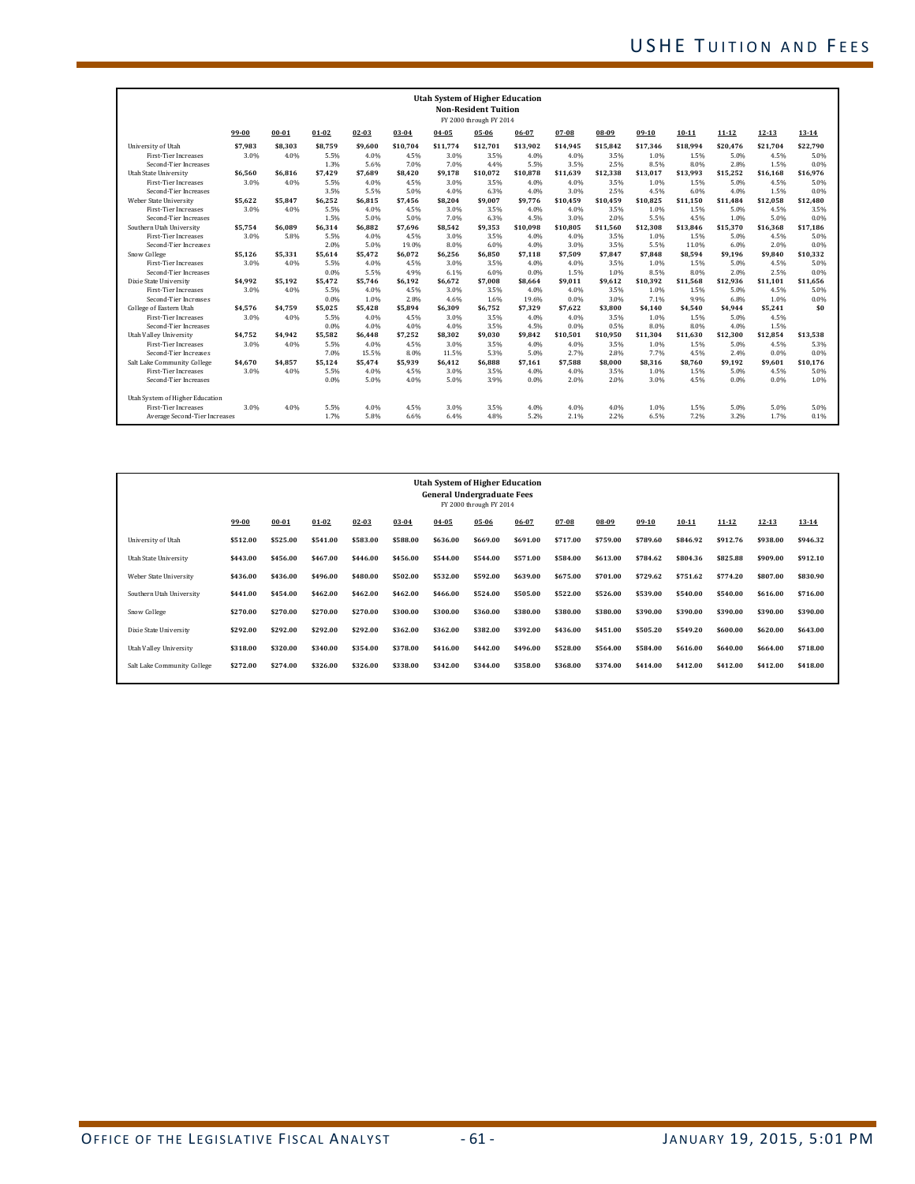**Utah System of Higher Education**
**Non-Resident Tuition**
FY 2000 through FY 2014

| | 99-00 | 00-01 | 01-02 | 02-03 | 03-04 | 04-05 | 05-06 | 06-07 | 07-08 | 08-09 | 09-10 | 10-11 | 11-12 | 12-13 | 13-14 |
|---|---|---|---|---|---|---|---|---|---|---|---|---|---|---|---|
| University of Utah | **$7,983** | **$8,303** | **$8,759** | **$9,600** | **$10,704** | **$11,774** | **$12,701** | **$13,902** | **$14,945** | **$15,842** | **$17,346** | **$18,994** | **$20,476** | **$21,704** | **$22,790** |
| First-Tier Increases | 3.0% | 4.0% | 5.5% | 4.0% | 4.5% | 3.0% | 3.5% | 4.0% | 4.0% | 3.5% | 1.0% | 1.5% | 5.0% | 4.5% | 5.0% |
| Second-Tier Increases | | | 1.3% | 5.6% | 7.0% | 7.0% | 4.4% | 5.5% | 3.5% | 2.5% | 8.5% | 8.0% | 2.8% | 1.5% | 0.0% |
| Utah State University | **$6,560** | **$6,816** | **$7,429** | **$7,689** | **$8,420** | **$9,178** | **$10,072** | **$10,878** | **$11,639** | **$12,338** | **$13,017** | **$13,993** | **$15,252** | **$16,168** | **$16,976** |
| First-Tier Increases | 3.0% | 4.0% | 5.5% | 4.0% | 4.5% | 3.0% | 3.5% | 4.0% | 4.0% | 3.5% | 1.0% | 1.5% | 5.0% | 4.5% | 5.0% |
| Second-Tier Increases | | | 3.5% | 5.5% | 5.0% | 4.0% | 6.3% | 4.0% | 3.0% | 2.5% | 4.5% | 6.0% | 4.0% | 1.5% | 0.0% |
| Weber State University | **$5,622** | **$5,847** | **$6,252** | **$6,815** | **$7,456** | **$8,204** | **$9,007** | **$9,776** | **$10,459** | **$10,459** | **$10,825** | **$11,150** | **$11,484** | **$12,058** | **$12,480** |
| First-Tier Increases | 3.0% | 4.0% | 5.5% | 4.0% | 4.5% | 3.0% | 3.5% | 4.0% | 4.0% | 3.5% | 1.0% | 1.5% | 5.0% | 4.5% | 3.5% |
| Second-Tier Increases | | | 1.5% | 5.0% | 5.0% | 7.0% | 6.3% | 4.5% | 3.0% | 2.0% | 5.5% | 4.5% | 1.0% | 5.0% | 0.0% |
| Southern Utah University | **$5,754** | **$6,089** | **$6,314** | **$6,882** | **$7,696** | **$8,542** | **$9,353** | **$10,098** | **$10,805** | **$11,560** | **$12,308** | **$13,846** | **$15,370** | **$16,368** | **$17,186** |
| First-Tier Increases | 3.0% | 5.8% | 5.5% | 4.0% | 4.5% | 3.0% | 3.5% | 4.0% | 4.0% | 3.5% | 1.0% | 1.5% | 5.0% | 4.5% | 5.0% |
| Second-Tier Increases | | | 2.0% | 5.0% | 19.0% | 8.0% | 6.0% | 4.0% | 3.0% | 3.5% | 5.5% | 11.0% | 6.0% | 2.0% | 0.0% |
| Snow College | **$5,126** | **$5,331** | **$5,614** | **$5,472** | **$6,072** | **$6,256** | **$6,850** | **$7,118** | **$7,509** | **$7,847** | **$7,848** | **$8,594** | **$9,196** | **$9,840** | **$10,332** |
| First-Tier Increases | 3.0% | 4.0% | 5.5% | 4.0% | 4.5% | 3.0% | 3.5% | 4.0% | 4.0% | 3.5% | 1.0% | 1.5% | 5.0% | 4.5% | 5.0% |
| Second-Tier Increases | | | 0.0% | 5.5% | 4.9% | 6.1% | 6.0% | 0.0% | 1.5% | 1.0% | 8.5% | 8.0% | 2.0% | 2.5% | 0.0% |
| Dixie State University | **$4,992** | **$5,192** | **$5,472** | **$5,746** | **$6,192** | **$6,672** | **$7,008** | **$8,664** | **$9,011** | **$9,612** | **$10,392** | **$11,568** | **$12,936** | **$11,101** | **$11,656** |
| First-Tier Increases | 3.0% | 4.0% | 5.5% | 4.0% | 4.5% | 3.0% | 3.5% | 4.0% | 4.0% | 3.5% | 1.0% | 1.5% | 5.0% | 4.5% | 5.0% |
| Second-Tier Increases | | | 0.0% | 1.0% | 2.8% | 4.6% | 1.6% | 19.6% | 0.0% | 3.0% | 7.1% | 9.9% | 6.8% | 1.0% | 0.0% |
| College of Eastern Utah | **$4,576** | **$4,759** | **$5,025** | **$5,428** | **$5,894** | **$6,309** | **$6,752** | **$7,329** | **$7,622** | **$3,800** | **$4,140** | **$4,540** | **$4,944** | **$5,241** | **$0** |
| First-Tier Increases | 3.0% | 4.0% | 5.5% | 4.0% | 4.5% | 3.0% | 3.5% | 4.0% | 4.0% | 3.5% | 1.0% | 1.5% | 5.0% | 4.5% | |
| Second-Tier Increases | | | 0.0% | 4.0% | 4.0% | 4.0% | 3.5% | 4.5% | 0.0% | 0.5% | 8.0% | 8.0% | 4.0% | 1.5% | |
| Utah Valley University | **$4,752** | **$4,942** | **$5,582** | **$6,448** | **$7,252** | **$8,302** | **$9,030** | **$9,842** | **$10,501** | **$10,950** | **$11,304** | **$11,630** | **$12,300** | **$12,854** | **$13,538** |
| First-Tier Increases | 3.0% | 4.0% | 5.5% | 4.0% | 4.5% | 3.0% | 3.5% | 4.0% | 4.0% | 3.5% | 1.0% | 1.5% | 5.0% | 4.5% | 5.3% |
| Second-Tier Increases | | | 7.0% | 15.5% | 8.0% | 11.5% | 5.3% | 5.0% | 2.7% | 2.8% | 7.7% | 4.5% | 2.4% | 0.0% | 0.0% |
| Salt Lake Community College | **$4,670** | **$4,857** | **$5,124** | **$5,474** | **$5,939** | **$6,412** | **$6,888** | **$7,161** | **$7,588** | **$8,000** | **$8,316** | **$8,760** | **$9,192** | **$9,601** | **$10,176** |
| First-Tier Increases | 3.0% | 4.0% | 5.5% | 4.0% | 4.5% | 3.0% | 3.5% | 4.0% | 4.0% | 3.5% | 1.0% | 1.5% | 5.0% | 4.5% | 5.0% |
| Second-Tier Increases | | | 0.0% | 5.0% | 4.0% | 5.0% | 3.9% | 0.0% | 2.0% | 2.0% | 3.0% | 4.5% | 0.0% | 0.0% | 1.0% |
| Utah System of Higher Education | | | | | | | | | | | | | | | |
| First-Tier Increases | 3.0% | 4.0% | 5.5% | 4.0% | 4.5% | 3.0% | 3.5% | 4.0% | 4.0% | 4.0% | 1.0% | 1.5% | 5.0% | 5.0% | 5.0% |
| Average Second-Tier Increases | | | 1.7% | 5.8% | 6.6% | 6.4% | 4.8% | 5.2% | 2.1% | 2.2% | 6.5% | 7.2% | 3.2% | 1.7% | 0.1% |

**Utah System of Higher Education**
**General Undergraduate Fees**
FY 2000 through FY 2014

| | 99-00 | 00-01 | 01-02 | 02-03 | 03-04 | 04-05 | 05-06 | 06-07 | 07-08 | 08-09 | 09-10 | 10-11 | 11-12 | 12-13 | 13-14 |
|---|---|---|---|---|---|---|---|---|---|---|---|---|---|---|---|
| University of Utah | **$512.00** | **$525.00** | **$541.00** | **$583.00** | **$588.00** | **$636.00** | **$669.00** | **$691.00** | **$717.00** | **$759.00** | **$789.60** | **$846.92** | **$912.76** | **$938.00** | **$946.32** |
| Utah State University | **$443.00** | **$456.00** | **$467.00** | **$446.00** | **$456.00** | **$544.00** | **$544.00** | **$571.00** | **$584.00** | **$613.00** | **$784.62** | **$804.36** | **$825.88** | **$909.00** | **$912.10** |
| Weber State University | **$436.00** | **$436.00** | **$496.00** | **$480.00** | **$502.00** | **$532.00** | **$592.00** | **$639.00** | **$675.00** | **$701.00** | **$729.62** | **$751.62** | **$774.20** | **$807.00** | **$830.90** |
| Southern Utah University | **$441.00** | **$454.00** | **$462.00** | **$462.00** | **$462.00** | **$466.00** | **$524.00** | **$505.00** | **$522.00** | **$526.00** | **$539.00** | **$540.00** | **$540.00** | **$616.00** | **$716.00** |
| Snow College | **$270.00** | **$270.00** | **$270.00** | **$270.00** | **$300.00** | **$300.00** | **$360.00** | **$380.00** | **$380.00** | **$380.00** | **$390.00** | **$390.00** | **$390.00** | **$390.00** | **$390.00** |
| Dixie State University | **$292.00** | **$292.00** | **$292.00** | **$292.00** | **$362.00** | **$362.00** | **$382.00** | **$392.00** | **$436.00** | **$451.00** | **$505.20** | **$549.20** | **$600.00** | **$620.00** | **$643.00** |
| Utah Valley University | **$318.00** | **$320.00** | **$340.00** | **$354.00** | **$378.00** | **$416.00** | **$442.00** | **$496.00** | **$528.00** | **$564.00** | **$584.00** | **$616.00** | **$640.00** | **$664.00** | **$718.00** |
| Salt Lake Community College | **$272.00** | **$274.00** | **$326.00** | **$326.00** | **$338.00** | **$342.00** | **$344.00** | **$358.00** | **$368.00** | **$374.00** | **$414.00** | **$412.00** | **$412.00** | **$412.00** | **$418.00** |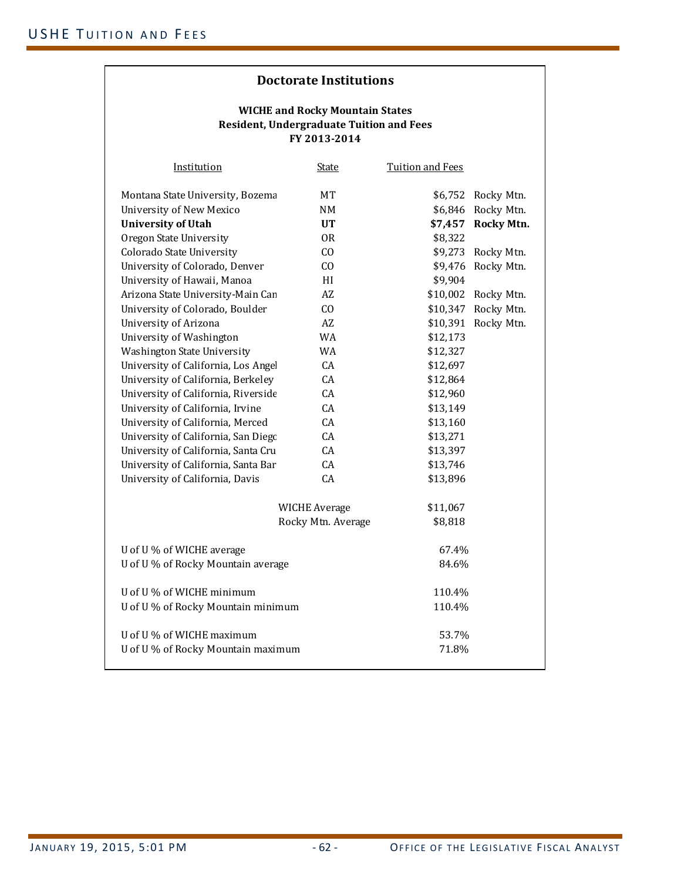## Doctorate Institutions

**WICHE and Rocky Mountain States**
**Resident, Undergraduate Tuition and Fees**
**FY 2013-2014**

| Institution | State | Tuition and Fees | |
|---|---|---|---|
| Montana State University, Bozema | MT | $6,752 | Rocky Mtn. |
| University of New Mexico | NM | $6,846 | Rocky Mtn. |
| **University of Utah** | **UT** | **$7,457** | **Rocky Mtn.** |
| Oregon State University | OR | $8,322 | |
| Colorado State University | CO | $9,273 | Rocky Mtn. |
| University of Colorado, Denver | CO | $9,476 | Rocky Mtn. |
| University of Hawaii, Manoa | HI | $9,904 | |
| Arizona State University-Main Can | AZ | $10,002 | Rocky Mtn. |
| University of Colorado, Boulder | CO | $10,347 | Rocky Mtn. |
| University of Arizona | AZ | $10,391 | Rocky Mtn. |
| University of Washington | WA | $12,173 | |
| Washington State University | WA | $12,327 | |
| University of California, Los Angel | CA | $12,697 | |
| University of California, Berkeley | CA | $12,864 | |
| University of California, Riverside | CA | $12,960 | |
| University of California, Irvine | CA | $13,149 | |
| University of California, Merced | CA | $13,160 | |
| University of California, San Diego | CA | $13,271 | |
| University of California, Santa Cru | CA | $13,397 | |
| University of California, Santa Bar | CA | $13,746 | |
| University of California, Davis | CA | $13,896 | |
| | WICHE Average | $11,067 | |
| | Rocky Mtn. Average | $8,818 | |

| | |
|---|---|
| U of U % of WICHE average | 67.4% |
| U of U % of Rocky Mountain average | 84.6% |
| U of U % of WICHE minimum | 110.4% |
| U of U % of Rocky Mountain minimum | 110.4% |
| U of U % of WICHE maximum | 53.7% |
| U of U % of Rocky Mountain maximum | 71.8% |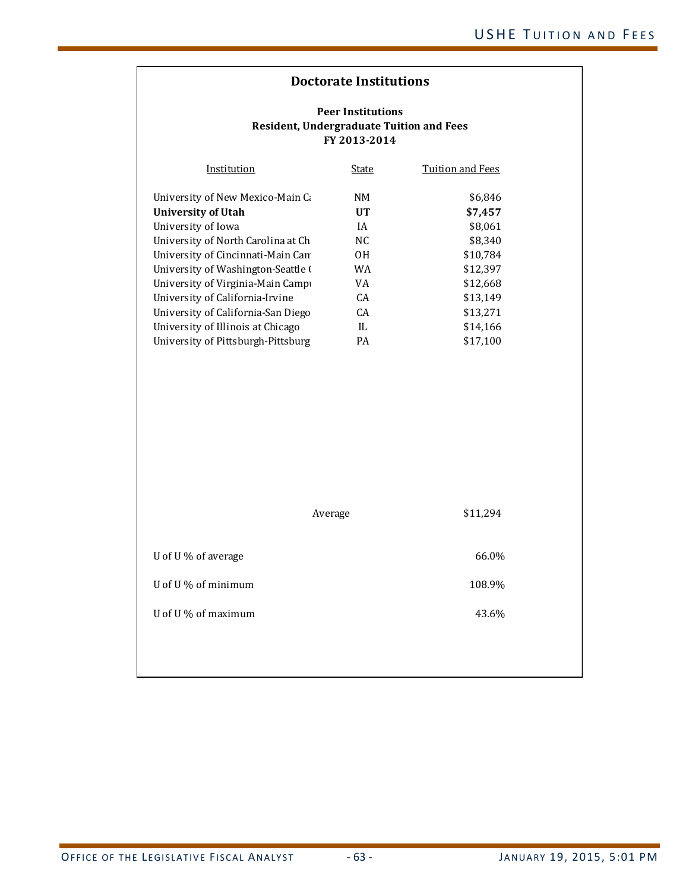## Doctorate Institutions

**Peer Institutions**
**Resident, Undergraduate Tuition and Fees**
**FY 2013-2014**

| Institution | State | Tuition and Fees |
|---|---|---|
| University of New Mexico-Main Ca | NM | $6,846 |
| **University of Utah** | **UT** | **$7,457** |
| University of Iowa | IA | $8,061 |
| University of North Carolina at Ch | NC | $8,340 |
| University of Cincinnati-Main Cam | OH | $10,784 |
| University of Washington-Seattle ( | WA | $12,397 |
| University of Virginia-Main Campu | VA | $12,668 |
| University of California-Irvine | CA | $13,149 |
| University of California-San Diego | CA | $13,271 |
| University of Illinois at Chicago | IL | $14,166 |
| University of Pittsburgh-Pittsburg | PA | $17,100 |
| | Average | $11,294 |

| | |
|---|---|
| U of U % of average | 66.0% |
| U of U % of minimum | 108.9% |
| U of U % of maximum | 43.6% |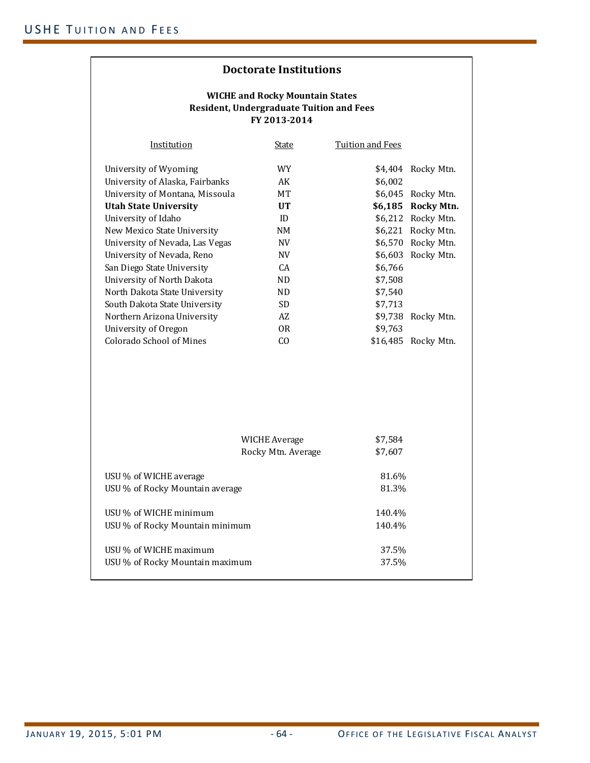## Doctorate Institutions

**WICHE and Rocky Mountain States**
**Resident, Undergraduate Tuition and Fees**
**FY 2013-2014**

| Institution | State | Tuition and Fees | |
|---|---|---|---|
| University of Wyoming | WY | $4,404 | Rocky Mtn. |
| University of Alaska, Fairbanks | AK | $6,002 | |
| University of Montana, Missoula | MT | $6,045 | Rocky Mtn. |
| **Utah State University** | **UT** | **$6,185** | **Rocky Mtn.** |
| University of Idaho | ID | $6,212 | Rocky Mtn. |
| New Mexico State University | NM | $6,221 | Rocky Mtn. |
| University of Nevada, Las Vegas | NV | $6,570 | Rocky Mtn. |
| University of Nevada, Reno | NV | $6,603 | Rocky Mtn. |
| San Diego State University | CA | $6,766 | |
| University of North Dakota | ND | $7,508 | |
| North Dakota State University | ND | $7,540 | |
| South Dakota State University | SD | $7,713 | |
| Northern Arizona University | AZ | $9,738 | Rocky Mtn. |
| University of Oregon | OR | $9,763 | |
| Colorado School of Mines | CO | $16,485 | Rocky Mtn. |

| | |
|---|---|
| WICHE Average | $7,584 |
| Rocky Mtn. Average | $7,607 |
| USU % of WICHE average | 81.6% |
| USU % of Rocky Mountain average | 81.3% |
| USU % of WICHE minimum | 140.4% |
| USU % of Rocky Mountain minimum | 140.4% |
| USU % of WICHE maximum | 37.5% |
| USU % of Rocky Mountain maximum | 37.5% |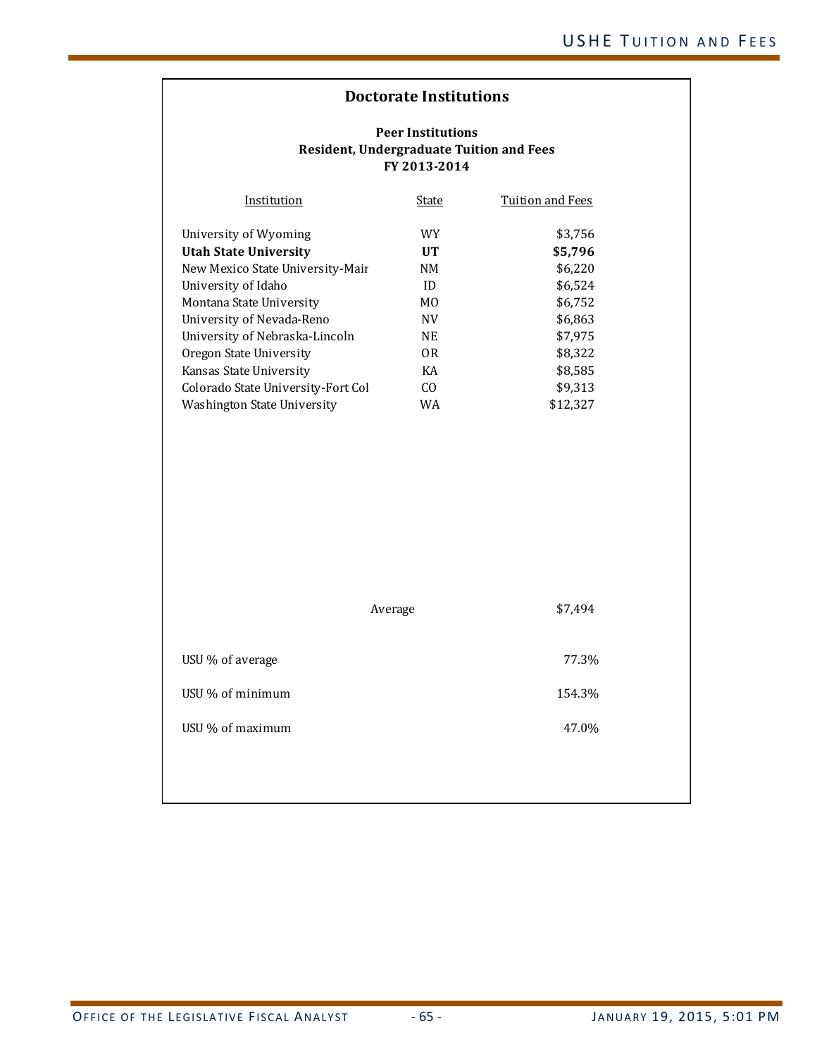## Doctorate Institutions

**Peer Institutions**
**Resident, Undergraduate Tuition and Fees**
**FY 2013-2014**

| Institution | State | Tuition and Fees |
|---|---|---|
| University of Wyoming | WY | $3,756 |
| **Utah State University** | **UT** | **$5,796** |
| New Mexico State University-Mair | NM | $6,220 |
| University of Idaho | ID | $6,524 |
| Montana State University | MO | $6,752 |
| University of Nevada-Reno | NV | $6,863 |
| University of Nebraska-Lincoln | NE | $7,975 |
| Oregon State University | OR | $8,322 |
| Kansas State University | KA | $8,585 |
| Colorado State University-Fort Col | CO | $9,313 |
| Washington State University | WA | $12,327 |
| | Average | $7,494 |
| USU % of average | | 77.3% |
| USU % of minimum | | 154.3% |
| USU % of maximum | | 47.0% |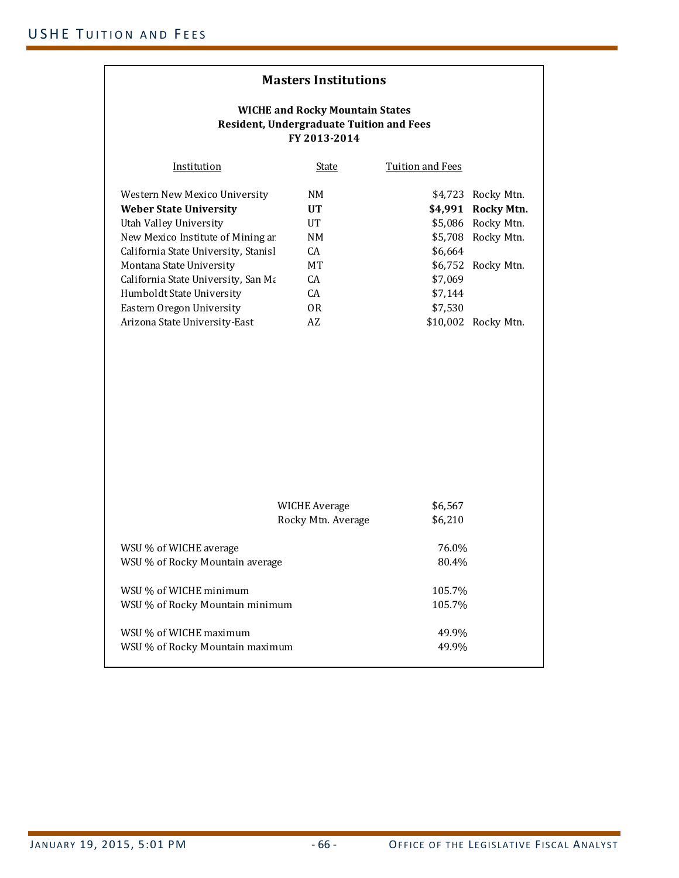## Masters Institutions

**WICHE and Rocky Mountain States**
**Resident, Undergraduate Tuition and Fees**
**FY 2013-2014**

| Institution | State | Tuition and Fees | |
|---|---|---|---|
| Western New Mexico University | NM | $4,723 | Rocky Mtn. |
| **Weber State University** | **UT** | **$4,991** | **Rocky Mtn.** |
| Utah Valley University | UT | $5,086 | Rocky Mtn. |
| New Mexico Institute of Mining ar | NM | $5,708 | Rocky Mtn. |
| California State University, Stanisl | CA | $6,664 | |
| Montana State University | MT | $6,752 | Rocky Mtn. |
| California State University, San Ma | CA | $7,069 | |
| Humboldt State University | CA | $7,144 | |
| Eastern Oregon University | OR | $7,530 | |
| Arizona State University-East | AZ | $10,002 | Rocky Mtn. |

| | |
|---|---|
| WICHE Average | $6,567 |
| Rocky Mtn. Average | $6,210 |

| | |
|---|---|
| WSU % of WICHE average | 76.0% |
| WSU % of Rocky Mountain average | 80.4% |
| WSU % of WICHE minimum | 105.7% |
| WSU % of Rocky Mountain minimum | 105.7% |
| WSU % of WICHE maximum | 49.9% |
| WSU % of Rocky Mountain maximum | 49.9% |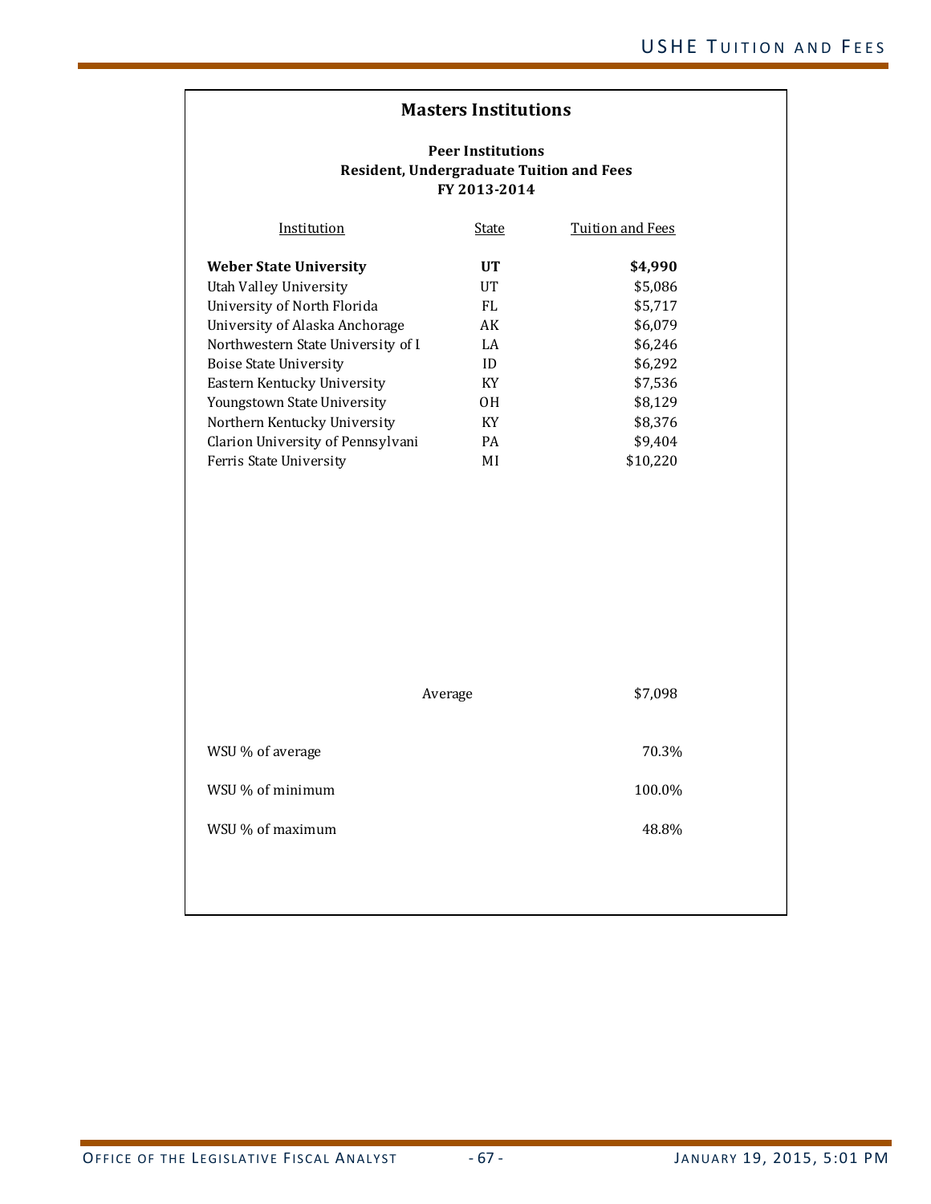## Masters Institutions

**Peer Institutions**
**Resident, Undergraduate Tuition and Fees**
**FY 2013-2014**

| Institution | State | Tuition and Fees |
|---|---|---|
| **Weber State University** | **UT** | **$4,990** |
| Utah Valley University | UT | $5,086 |
| University of North Florida | FL | $5,717 |
| University of Alaska Anchorage | AK | $6,079 |
| Northwestern State University of I | LA | $6,246 |
| Boise State University | ID | $6,292 |
| Eastern Kentucky University | KY | $7,536 |
| Youngstown State University | OH | $8,129 |
| Northern Kentucky University | KY | $8,376 |
| Clarion University of Pennsylvani | PA | $9,404 |
| Ferris State University | MI | $10,220 |
| | Average | $7,098 |
| WSU % of average | | 70.3% |
| WSU % of minimum | | 100.0% |
| WSU % of maximum | | 48.8% |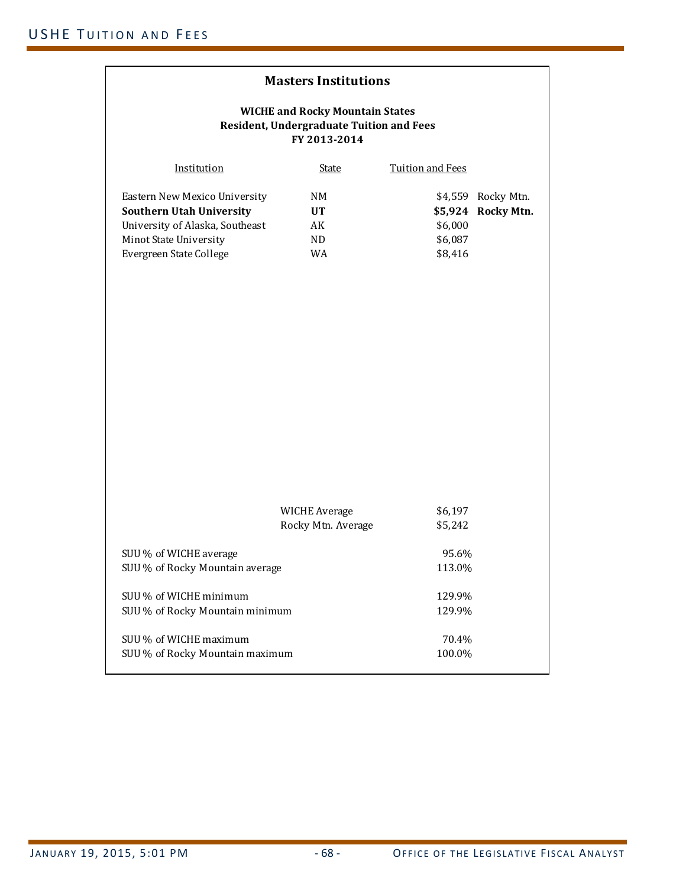## Masters Institutions

**WICHE and Rocky Mountain States**
**Resident, Undergraduate Tuition and Fees**
**FY 2013-2014**

| Institution | State | Tuition and Fees | |
|---|---|---|---|
| Eastern New Mexico University | NM | $4,559 | Rocky Mtn. |
| **Southern Utah University** | **UT** | **$5,924** | **Rocky Mtn.** |
| University of Alaska, Southeast | AK | $6,000 | |
| Minot State University | ND | $6,087 | |
| Evergreen State College | WA | $8,416 | |
| | WICHE Average | $6,197 | |
| | Rocky Mtn. Average | $5,242 | |

| | |
|---|---|
| SUU % of WICHE average | 95.6% |
| SUU % of Rocky Mountain average | 113.0% |
| SUU % of WICHE minimum | 129.9% |
| SUU % of Rocky Mountain minimum | 129.9% |
| SUU % of WICHE maximum | 70.4% |
| SUU % of Rocky Mountain maximum | 100.0% |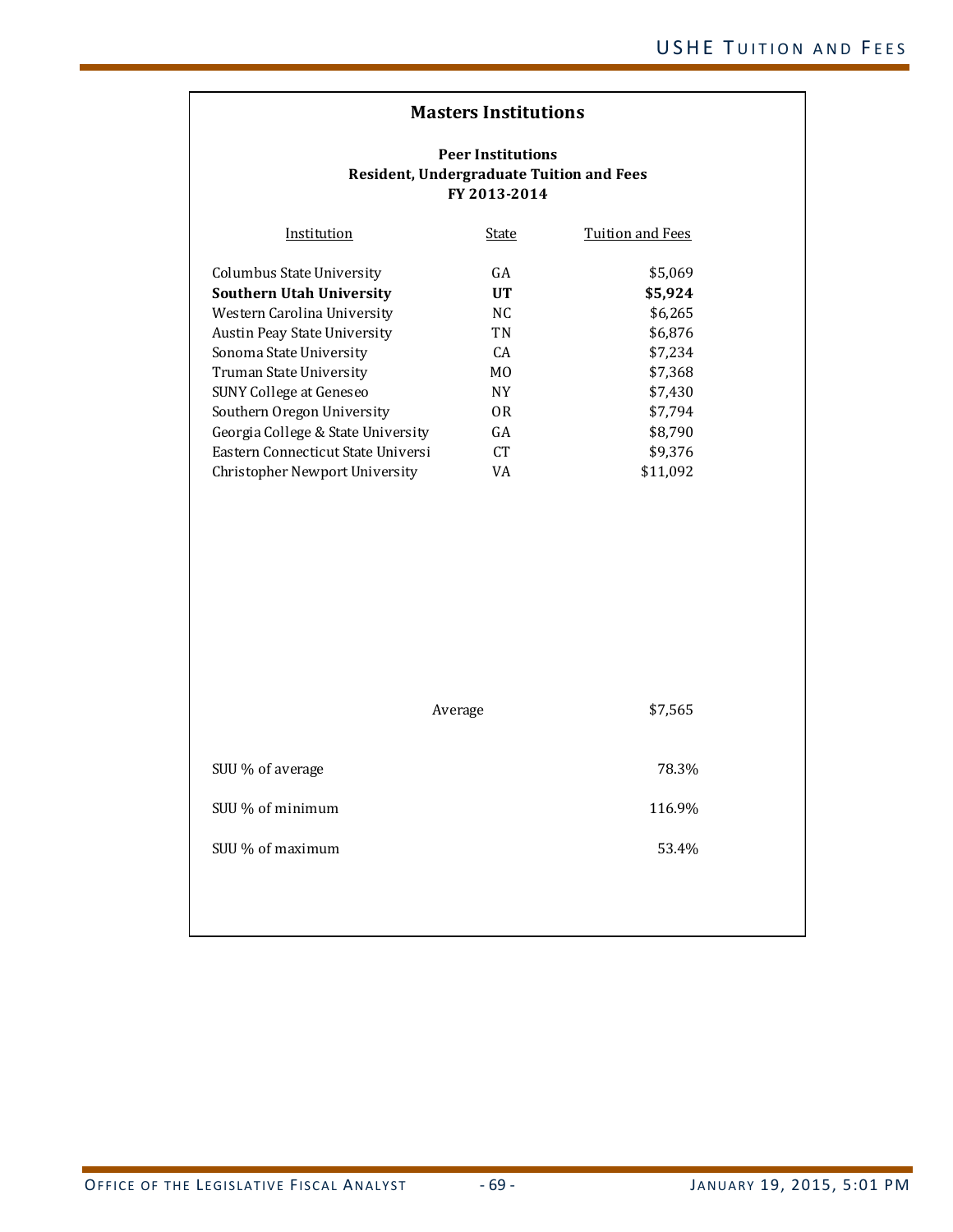## Masters Institutions

**Peer Institutions**
**Resident, Undergraduate Tuition and Fees**
**FY 2013-2014**

| Institution | State | Tuition and Fees |
|---|---|---|
| Columbus State University | GA | $5,069 |
| **Southern Utah University** | **UT** | **$5,924** |
| Western Carolina University | NC | $6,265 |
| Austin Peay State University | TN | $6,876 |
| Sonoma State University | CA | $7,234 |
| Truman State University | MO | $7,368 |
| SUNY College at Geneseo | NY | $7,430 |
| Southern Oregon University | OR | $7,794 |
| Georgia College & State University | GA | $8,790 |
| Eastern Connecticut State Universi | CT | $9,376 |
| Christopher Newport University | VA | $11,092 |
| | Average | $7,565 |

| | |
|---|---|
| SUU % of average | 78.3% |
| SUU % of minimum | 116.9% |
| SUU % of maximum | 53.4% |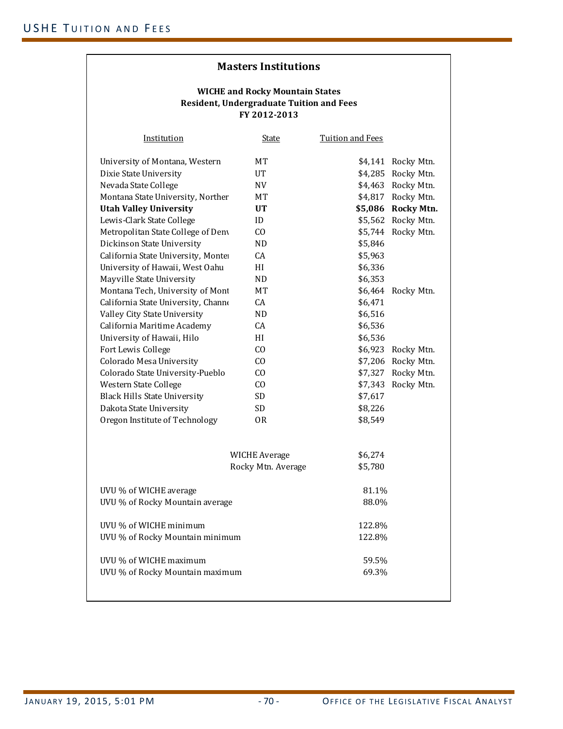## Masters Institutions

**WICHE and Rocky Mountain States**
**Resident, Undergraduate Tuition and Fees**
**FY 2012-2013**

| Institution | State | Tuition and Fees | |
|---|---|---|---|
| University of Montana, Western | MT | $4,141 | Rocky Mtn. |
| Dixie State University | UT | $4,285 | Rocky Mtn. |
| Nevada State College | NV | $4,463 | Rocky Mtn. |
| Montana State University, Norther | MT | $4,817 | Rocky Mtn. |
| **Utah Valley University** | **UT** | **$5,086** | **Rocky Mtn.** |
| Lewis-Clark State College | ID | $5,562 | Rocky Mtn. |
| Metropolitan State College of Denv | CO | $5,744 | Rocky Mtn. |
| Dickinson State University | ND | $5,846 | |
| California State University, Monter | CA | $5,963 | |
| University of Hawaii, West Oahu | HI | $6,336 | |
| Mayville State University | ND | $6,353 | |
| Montana Tech, University of Mont | MT | $6,464 | Rocky Mtn. |
| California State University, Channe | CA | $6,471 | |
| Valley City State University | ND | $6,516 | |
| California Maritime Academy | CA | $6,536 | |
| University of Hawaii, Hilo | HI | $6,536 | |
| Fort Lewis College | CO | $6,923 | Rocky Mtn. |
| Colorado Mesa University | CO | $7,206 | Rocky Mtn. |
| Colorado State University-Pueblo | CO | $7,327 | Rocky Mtn. |
| Western State College | CO | $7,343 | Rocky Mtn. |
| Black Hills State University | SD | $7,617 | |
| Dakota State University | SD | $8,226 | |
| Oregon Institute of Technology | OR | $8,549 | |
| | WICHE Average | $6,274 | |
| | Rocky Mtn. Average | $5,780 | |

| | |
|---|---|
| UVU % of WICHE average | 81.1% |
| UVU % of Rocky Mountain average | 88.0% |
| UVU % of WICHE minimum | 122.8% |
| UVU % of Rocky Mountain minimum | 122.8% |
| UVU % of WICHE maximum | 59.5% |
| UVU % of Rocky Mountain maximum | 69.3% |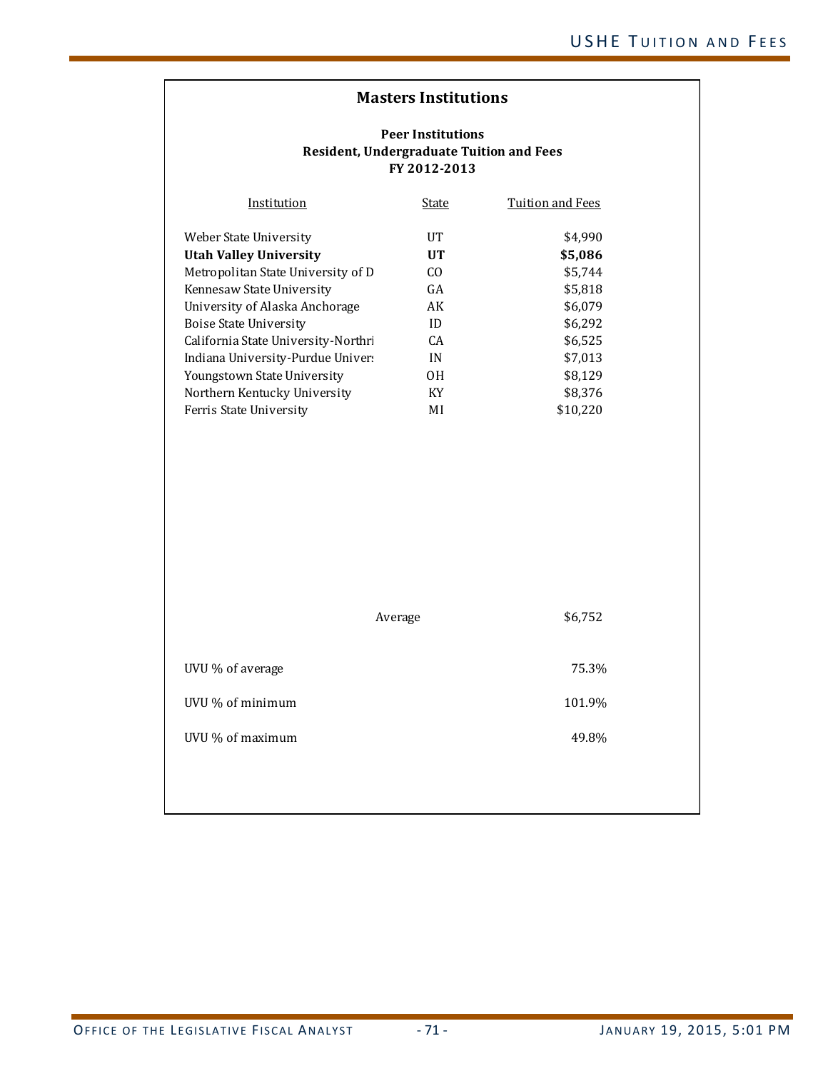## Masters Institutions

### Peer Institutions
### Resident, Undergraduate Tuition and Fees
### FY 2012-2013

| Institution | State | Tuition and Fees |
|---|---|---|
| Weber State University | UT | $4,990 |
| **Utah Valley University** | **UT** | **$5,086** |
| Metropolitan State University of D | CO | $5,744 |
| Kennesaw State University | GA | $5,818 |
| University of Alaska Anchorage | AK | $6,079 |
| Boise State University | ID | $6,292 |
| California State University-Northri | CA | $6,525 |
| Indiana University-Purdue Univers | IN | $7,013 |
| Youngstown State University | OH | $8,129 |
| Northern Kentucky University | KY | $8,376 |
| Ferris State University | MI | $10,220 |
| | Average | $6,752 |

| | |
|---|---|
| UVU % of average | 75.3% |
| UVU % of minimum | 101.9% |
| UVU % of maximum | 49.8% |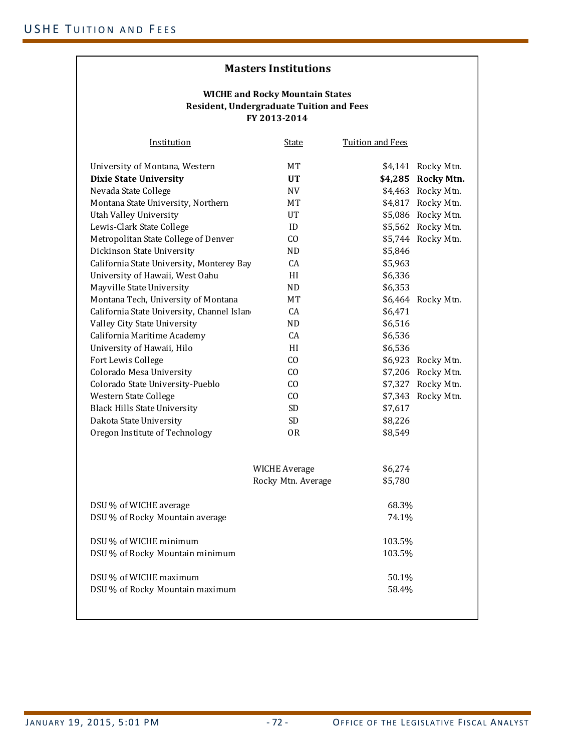## Masters Institutions

### WICHE and Rocky Mountain States
### Resident, Undergraduate Tuition and Fees
### FY 2013-2014

| Institution | State | Tuition and Fees | |
|---|---|---|---|
| University of Montana, Western | MT | $4,141 | Rocky Mtn. |
| **Dixie State University** | **UT** | **$4,285** | **Rocky Mtn.** |
| Nevada State College | NV | $4,463 | Rocky Mtn. |
| Montana State University, Northern | MT | $4,817 | Rocky Mtn. |
| Utah Valley University | UT | $5,086 | Rocky Mtn. |
| Lewis-Clark State College | ID | $5,562 | Rocky Mtn. |
| Metropolitan State College of Denver | CO | $5,744 | Rocky Mtn. |
| Dickinson State University | ND | $5,846 | |
| California State University, Monterey Bay | CA | $5,963 | |
| University of Hawaii, West Oahu | HI | $6,336 | |
| Mayville State University | ND | $6,353 | |
| Montana Tech, University of Montana | MT | $6,464 | Rocky Mtn. |
| California State University, Channel Islan | CA | $6,471 | |
| Valley City State University | ND | $6,516 | |
| California Maritime Academy | CA | $6,536 | |
| University of Hawaii, Hilo | HI | $6,536 | |
| Fort Lewis College | CO | $6,923 | Rocky Mtn. |
| Colorado Mesa University | CO | $7,206 | Rocky Mtn. |
| Colorado State University-Pueblo | CO | $7,327 | Rocky Mtn. |
| Western State College | CO | $7,343 | Rocky Mtn. |
| Black Hills State University | SD | $7,617 | |
| Dakota State University | SD | $8,226 | |
| Oregon Institute of Technology | OR | $8,549 | |
| | WICHE Average | $6,274 | |
| | Rocky Mtn. Average | $5,780 | |
| DSU % of WICHE average | | 68.3% | |
| DSU % of Rocky Mountain average | | 74.1% | |
| DSU % of WICHE minimum | | 103.5% | |
| DSU % of Rocky Mountain minimum | | 103.5% | |
| DSU % of WICHE maximum | | 50.1% | |
| DSU % of Rocky Mountain maximum | | 58.4% | |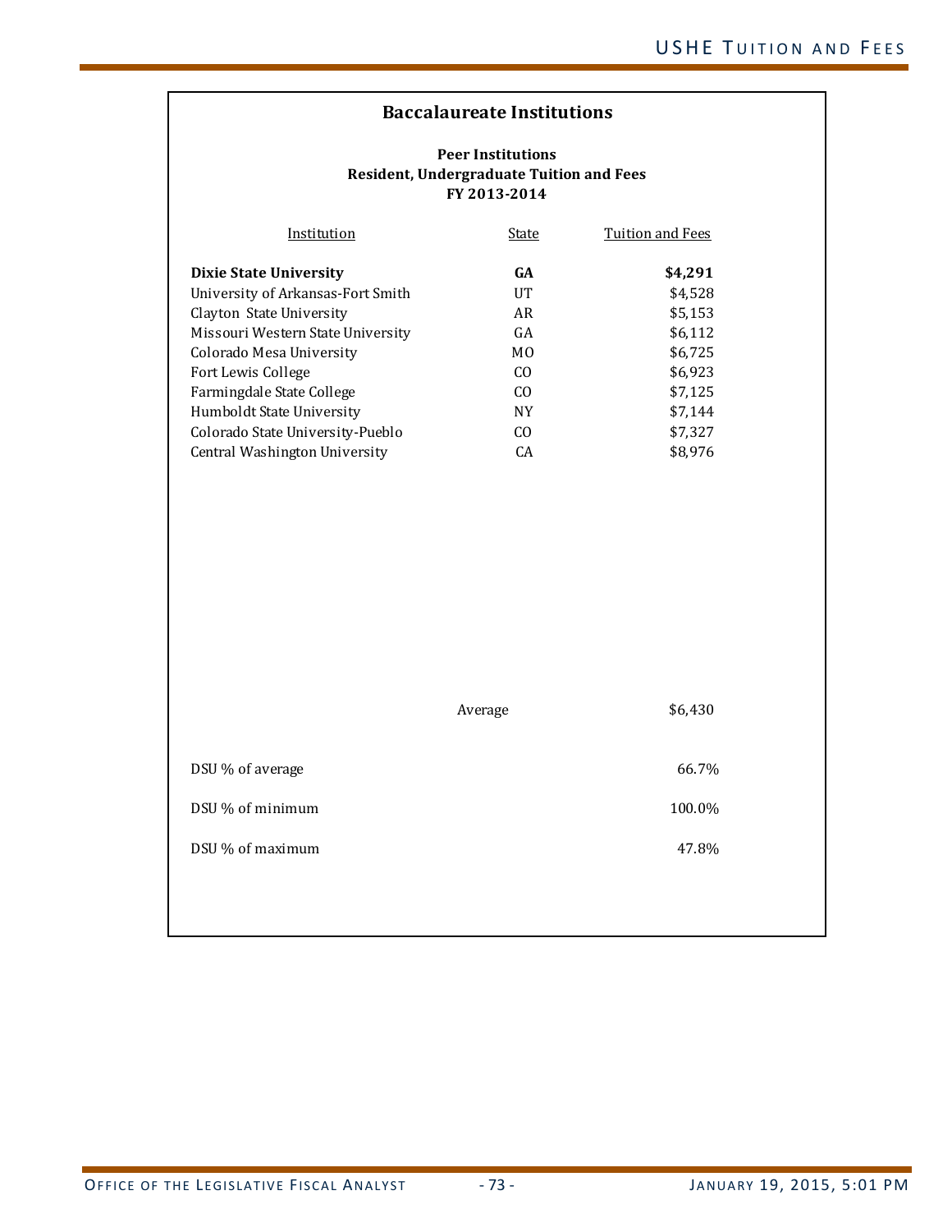## Baccalaureate Institutions

**Peer Institutions**
**Resident, Undergraduate Tuition and Fees**
**FY 2013-2014**

| Institution | State | Tuition and Fees |
|---|---|---|
| **Dixie State University** | **GA** | **$4,291** |
| University of Arkansas-Fort Smith | UT | $4,528 |
| Clayton State University | AR | $5,153 |
| Missouri Western State University | GA | $6,112 |
| Colorado Mesa University | MO | $6,725 |
| Fort Lewis College | CO | $6,923 |
| Farmingdale State College | CO | $7,125 |
| Humboldt State University | NY | $7,144 |
| Colorado State University-Pueblo | CO | $7,327 |
| Central Washington University | CA | $8,976 |
| | Average | $6,430 |
| DSU % of average | | 66.7% |
| DSU % of minimum | | 100.0% |
| DSU % of maximum | | 47.8% |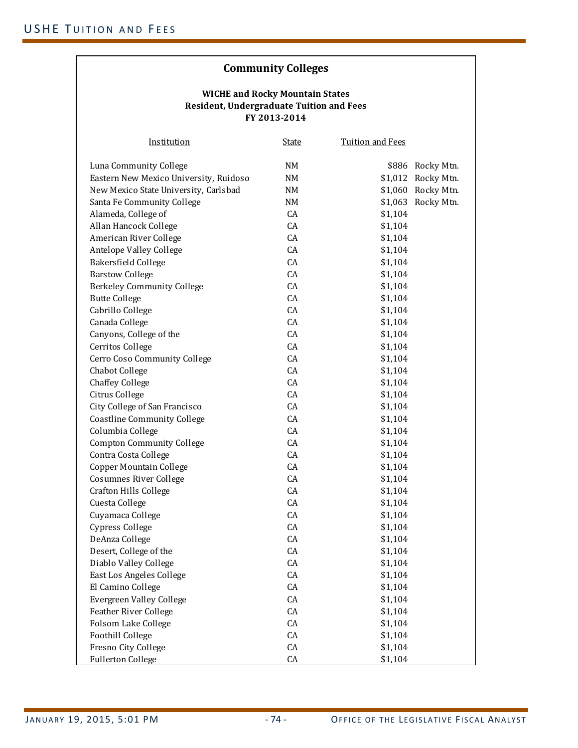## Community Colleges

### WICHE and Rocky Mountain States
### Resident, Undergraduate Tuition and Fees
### FY 2013-2014

| Institution | State | Tuition and Fees | |
|---|---|---|---|
| Luna Community College | NM | $886 | Rocky Mtn. |
| Eastern New Mexico University, Ruidoso | NM | $1,012 | Rocky Mtn. |
| New Mexico State University, Carlsbad | NM | $1,060 | Rocky Mtn. |
| Santa Fe Community College | NM | $1,063 | Rocky Mtn. |
| Alameda, College of | CA | $1,104 | |
| Allan Hancock College | CA | $1,104 | |
| American River College | CA | $1,104 | |
| Antelope Valley College | CA | $1,104 | |
| Bakersfield College | CA | $1,104 | |
| Barstow College | CA | $1,104 | |
| Berkeley Community College | CA | $1,104 | |
| Butte College | CA | $1,104 | |
| Cabrillo College | CA | $1,104 | |
| Canada College | CA | $1,104 | |
| Canyons, College of the | CA | $1,104 | |
| Cerritos College | CA | $1,104 | |
| Cerro Coso Community College | CA | $1,104 | |
| Chabot College | CA | $1,104 | |
| Chaffey College | CA | $1,104 | |
| Citrus College | CA | $1,104 | |
| City College of San Francisco | CA | $1,104 | |
| Coastline Community College | CA | $1,104 | |
| Columbia College | CA | $1,104 | |
| Compton Community College | CA | $1,104 | |
| Contra Costa College | CA | $1,104 | |
| Copper Mountain College | CA | $1,104 | |
| Cosumnes River College | CA | $1,104 | |
| Crafton Hills College | CA | $1,104 | |
| Cuesta College | CA | $1,104 | |
| Cuyamaca College | CA | $1,104 | |
| Cypress College | CA | $1,104 | |
| DeAnza College | CA | $1,104 | |
| Desert, College of the | CA | $1,104 | |
| Diablo Valley College | CA | $1,104 | |
| East Los Angeles College | CA | $1,104 | |
| El Camino College | CA | $1,104 | |
| Evergreen Valley College | CA | $1,104 | |
| Feather River College | CA | $1,104 | |
| Folsom Lake College | CA | $1,104 | |
| Foothill College | CA | $1,104 | |
| Fresno City College | CA | $1,104 | |
| Fullerton College | CA | $1,104 | |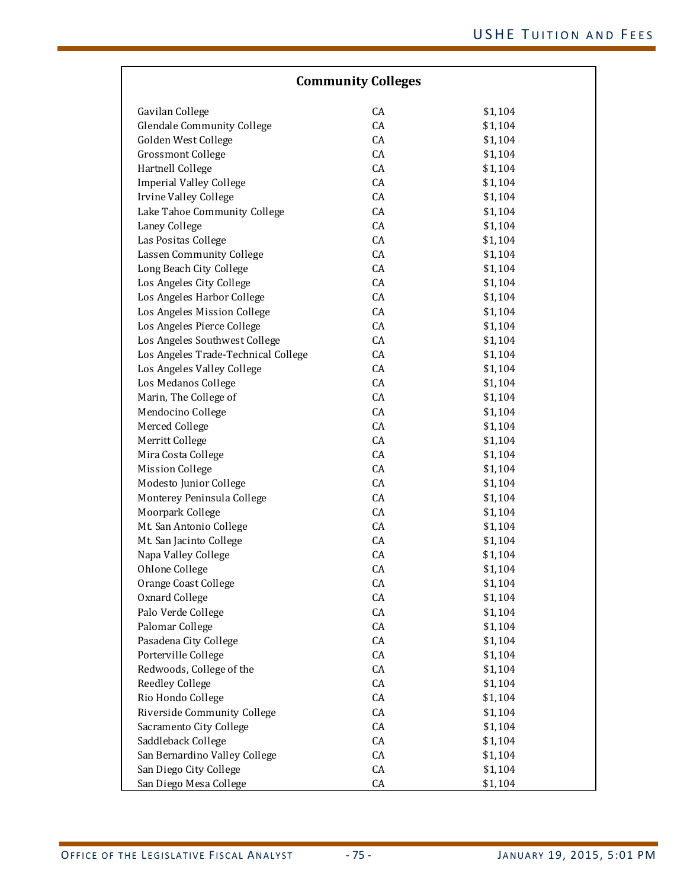| Community Colleges | | |
|---|---|---|
| Gavilan College | CA | $1,104 |
| Glendale Community College | CA | $1,104 |
| Golden West College | CA | $1,104 |
| Grossmont College | CA | $1,104 |
| Hartnell College | CA | $1,104 |
| Imperial Valley College | CA | $1,104 |
| Irvine Valley College | CA | $1,104 |
| Lake Tahoe Community College | CA | $1,104 |
| Laney College | CA | $1,104 |
| Las Positas College | CA | $1,104 |
| Lassen Community College | CA | $1,104 |
| Long Beach City College | CA | $1,104 |
| Los Angeles City College | CA | $1,104 |
| Los Angeles Harbor College | CA | $1,104 |
| Los Angeles Mission College | CA | $1,104 |
| Los Angeles Pierce College | CA | $1,104 |
| Los Angeles Southwest College | CA | $1,104 |
| Los Angeles Trade-Technical College | CA | $1,104 |
| Los Angeles Valley College | CA | $1,104 |
| Los Medanos College | CA | $1,104 |
| Marin, The College of | CA | $1,104 |
| Mendocino College | CA | $1,104 |
| Merced College | CA | $1,104 |
| Merritt College | CA | $1,104 |
| Mira Costa College | CA | $1,104 |
| Mission College | CA | $1,104 |
| Modesto Junior College | CA | $1,104 |
| Monterey Peninsula College | CA | $1,104 |
| Moorpark College | CA | $1,104 |
| Mt. San Antonio College | CA | $1,104 |
| Mt. San Jacinto College | CA | $1,104 |
| Napa Valley College | CA | $1,104 |
| Ohlone College | CA | $1,104 |
| Orange Coast College | CA | $1,104 |
| Oxnard College | CA | $1,104 |
| Palo Verde College | CA | $1,104 |
| Palomar College | CA | $1,104 |
| Pasadena City College | CA | $1,104 |
| Porterville College | CA | $1,104 |
| Redwoods, College of the | CA | $1,104 |
| Reedley College | CA | $1,104 |
| Rio Hondo College | CA | $1,104 |
| Riverside Community College | CA | $1,104 |
| Sacramento City College | CA | $1,104 |
| Saddleback College | CA | $1,104 |
| San Bernardino Valley College | CA | $1,104 |
| San Diego City College | CA | $1,104 |
| San Diego Mesa College | CA | $1,104 |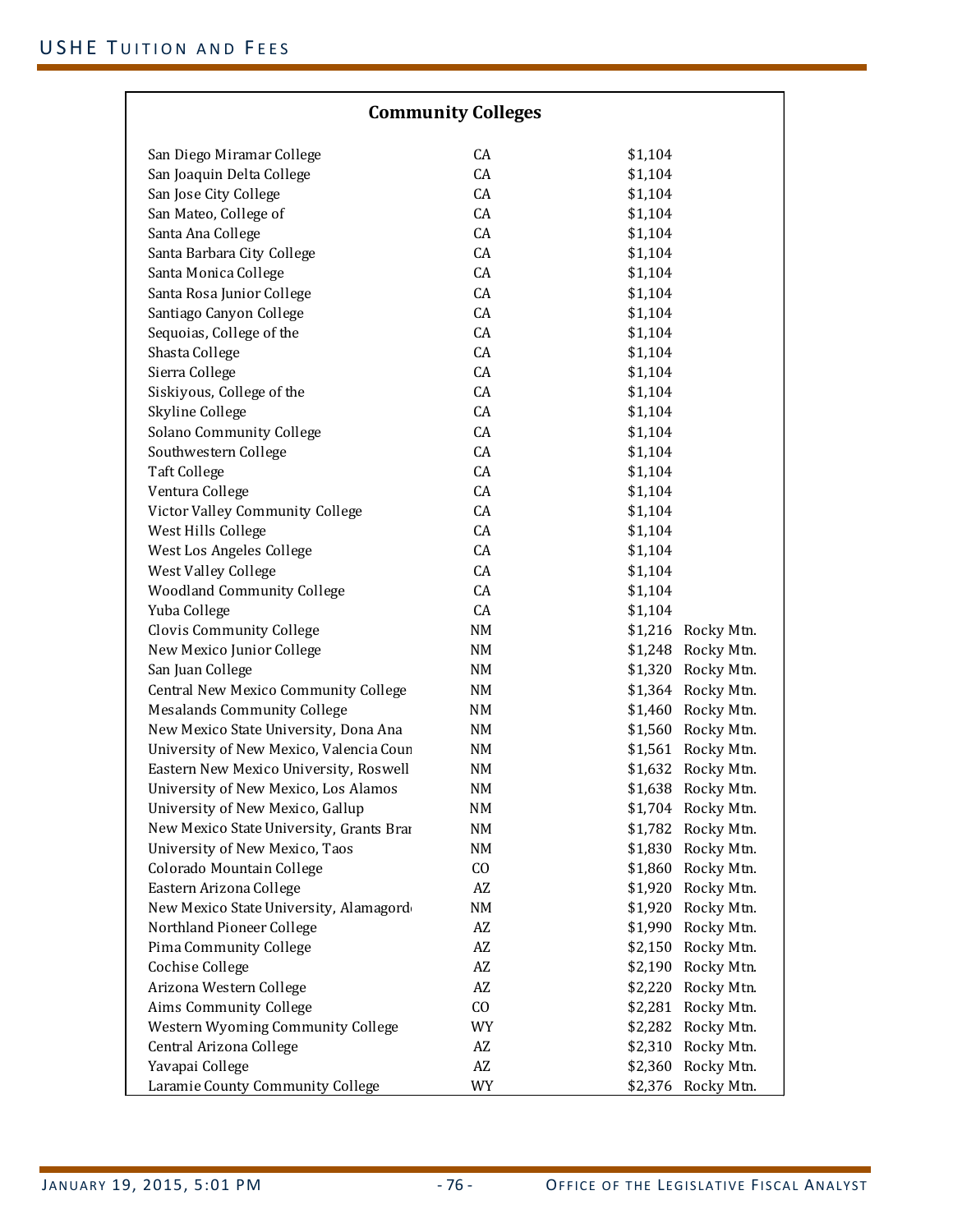**Community Colleges**

| | | | |
|---|---|---|---|
| San Diego Miramar College | CA | $1,104 | |
| San Joaquin Delta College | CA | $1,104 | |
| San Jose City College | CA | $1,104 | |
| San Mateo, College of | CA | $1,104 | |
| Santa Ana College | CA | $1,104 | |
| Santa Barbara City College | CA | $1,104 | |
| Santa Monica College | CA | $1,104 | |
| Santa Rosa Junior College | CA | $1,104 | |
| Santiago Canyon College | CA | $1,104 | |
| Sequoias, College of the | CA | $1,104 | |
| Shasta College | CA | $1,104 | |
| Sierra College | CA | $1,104 | |
| Siskiyous, College of the | CA | $1,104 | |
| Skyline College | CA | $1,104 | |
| Solano Community College | CA | $1,104 | |
| Southwestern College | CA | $1,104 | |
| Taft College | CA | $1,104 | |
| Ventura College | CA | $1,104 | |
| Victor Valley Community College | CA | $1,104 | |
| West Hills College | CA | $1,104 | |
| West Los Angeles College | CA | $1,104 | |
| West Valley College | CA | $1,104 | |
| Woodland Community College | CA | $1,104 | |
| Yuba College | CA | $1,104 | |
| Clovis Community College | NM | $1,216 | Rocky Mtn. |
| New Mexico Junior College | NM | $1,248 | Rocky Mtn. |
| San Juan College | NM | $1,320 | Rocky Mtn. |
| Central New Mexico Community College | NM | $1,364 | Rocky Mtn. |
| Mesalands Community College | NM | $1,460 | Rocky Mtn. |
| New Mexico State University, Dona Ana | NM | $1,560 | Rocky Mtn. |
| University of New Mexico, Valencia Coun | NM | $1,561 | Rocky Mtn. |
| Eastern New Mexico University, Roswell | NM | $1,632 | Rocky Mtn. |
| University of New Mexico, Los Alamos | NM | $1,638 | Rocky Mtn. |
| University of New Mexico, Gallup | NM | $1,704 | Rocky Mtn. |
| New Mexico State University, Grants Brar | NM | $1,782 | Rocky Mtn. |
| University of New Mexico, Taos | NM | $1,830 | Rocky Mtn. |
| Colorado Mountain College | CO | $1,860 | Rocky Mtn. |
| Eastern Arizona College | AZ | $1,920 | Rocky Mtn. |
| New Mexico State University, Alamagord | NM | $1,920 | Rocky Mtn. |
| Northland Pioneer College | AZ | $1,990 | Rocky Mtn. |
| Pima Community College | AZ | $2,150 | Rocky Mtn. |
| Cochise College | AZ | $2,190 | Rocky Mtn. |
| Arizona Western College | AZ | $2,220 | Rocky Mtn. |
| Aims Community College | CO | $2,281 | Rocky Mtn. |
| Western Wyoming Community College | WY | $2,282 | Rocky Mtn. |
| Central Arizona College | AZ | $2,310 | Rocky Mtn. |
| Yavapai College | AZ | $2,360 | Rocky Mtn. |
| Laramie County Community College | WY | $2,376 | Rocky Mtn. |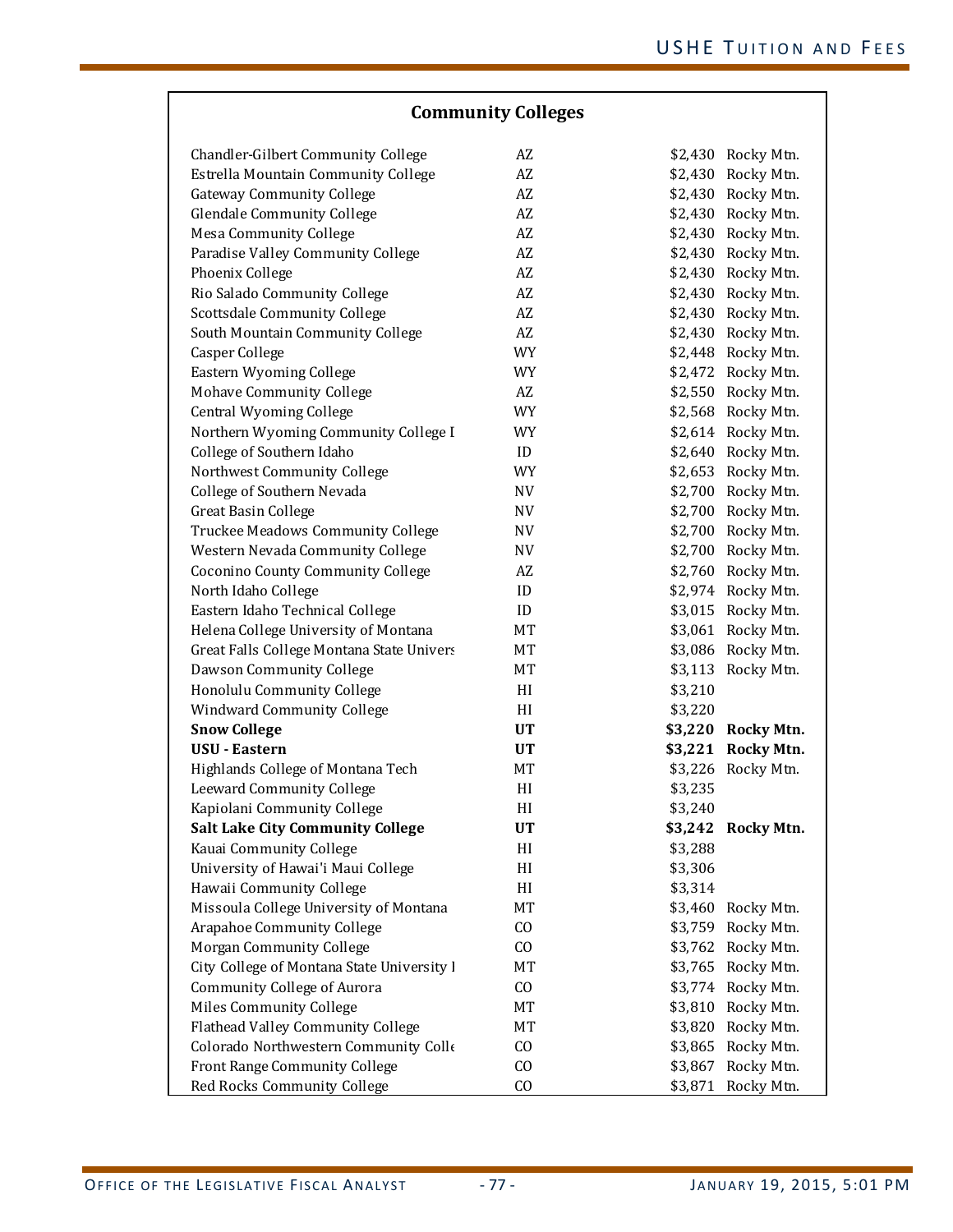## Community Colleges

| | | | |
|---|---|---|---|
| Chandler-Gilbert Community College | AZ | $2,430 | Rocky Mtn. |
| Estrella Mountain Community College | AZ | $2,430 | Rocky Mtn. |
| Gateway Community College | AZ | $2,430 | Rocky Mtn. |
| Glendale Community College | AZ | $2,430 | Rocky Mtn. |
| Mesa Community College | AZ | $2,430 | Rocky Mtn. |
| Paradise Valley Community College | AZ | $2,430 | Rocky Mtn. |
| Phoenix College | AZ | $2,430 | Rocky Mtn. |
| Rio Salado Community College | AZ | $2,430 | Rocky Mtn. |
| Scottsdale Community College | AZ | $2,430 | Rocky Mtn. |
| South Mountain Community College | AZ | $2,430 | Rocky Mtn. |
| Casper College | WY | $2,448 | Rocky Mtn. |
| Eastern Wyoming College | WY | $2,472 | Rocky Mtn. |
| Mohave Community College | AZ | $2,550 | Rocky Mtn. |
| Central Wyoming College | WY | $2,568 | Rocky Mtn. |
| Northern Wyoming Community College I | WY | $2,614 | Rocky Mtn. |
| College of Southern Idaho | ID | $2,640 | Rocky Mtn. |
| Northwest Community College | WY | $2,653 | Rocky Mtn. |
| College of Southern Nevada | NV | $2,700 | Rocky Mtn. |
| Great Basin College | NV | $2,700 | Rocky Mtn. |
| Truckee Meadows Community College | NV | $2,700 | Rocky Mtn. |
| Western Nevada Community College | NV | $2,700 | Rocky Mtn. |
| Coconino County Community College | AZ | $2,760 | Rocky Mtn. |
| North Idaho College | ID | $2,974 | Rocky Mtn. |
| Eastern Idaho Technical College | ID | $3,015 | Rocky Mtn. |
| Helena College University of Montana | MT | $3,061 | Rocky Mtn. |
| Great Falls College Montana State Univers | MT | $3,086 | Rocky Mtn. |
| Dawson Community College | MT | $3,113 | Rocky Mtn. |
| Honolulu Community College | HI | $3,210 | |
| Windward Community College | HI | $3,220 | |
| **Snow College** | **UT** | **$3,220** | **Rocky Mtn.** |
| **USU - Eastern** | **UT** | **$3,221** | **Rocky Mtn.** |
| Highlands College of Montana Tech | MT | $3,226 | Rocky Mtn. |
| Leeward Community College | HI | $3,235 | |
| Kapiolani Community College | HI | $3,240 | |
| **Salt Lake City Community College** | **UT** | **$3,242** | **Rocky Mtn.** |
| Kauai Community College | HI | $3,288 | |
| University of Hawai'i Maui College | HI | $3,306 | |
| Hawaii Community College | HI | $3,314 | |
| Missoula College University of Montana | MT | $3,460 | Rocky Mtn. |
| Arapahoe Community College | CO | $3,759 | Rocky Mtn. |
| Morgan Community College | CO | $3,762 | Rocky Mtn. |
| City College of Montana State University I | MT | $3,765 | Rocky Mtn. |
| Community College of Aurora | CO | $3,774 | Rocky Mtn. |
| Miles Community College | MT | $3,810 | Rocky Mtn. |
| Flathead Valley Community College | MT | $3,820 | Rocky Mtn. |
| Colorado Northwestern Community Colle | CO | $3,865 | Rocky Mtn. |
| Front Range Community College | CO | $3,867 | Rocky Mtn. |
| Red Rocks Community College | CO | $3,871 | Rocky Mtn. |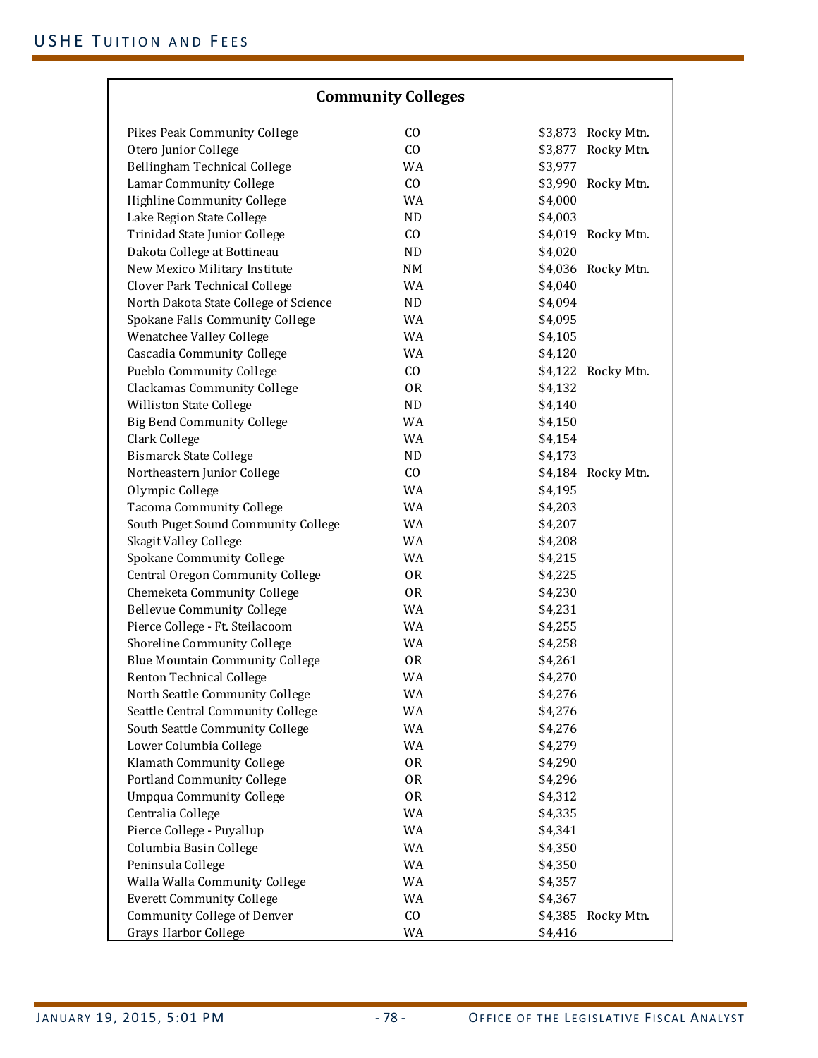## Community Colleges

| | | | |
|---|---|---|---|
| Pikes Peak Community College | CO | $3,873 | Rocky Mtn. |
| Otero Junior College | CO | $3,877 | Rocky Mtn. |
| Bellingham Technical College | WA | $3,977 | |
| Lamar Community College | CO | $3,990 | Rocky Mtn. |
| Highline Community College | WA | $4,000 | |
| Lake Region State College | ND | $4,003 | |
| Trinidad State Junior College | CO | $4,019 | Rocky Mtn. |
| Dakota College at Bottineau | ND | $4,020 | |
| New Mexico Military Institute | NM | $4,036 | Rocky Mtn. |
| Clover Park Technical College | WA | $4,040 | |
| North Dakota State College of Science | ND | $4,094 | |
| Spokane Falls Community College | WA | $4,095 | |
| Wenatchee Valley College | WA | $4,105 | |
| Cascadia Community College | WA | $4,120 | |
| Pueblo Community College | CO | $4,122 | Rocky Mtn. |
| Clackamas Community College | OR | $4,132 | |
| Williston State College | ND | $4,140 | |
| Big Bend Community College | WA | $4,150 | |
| Clark College | WA | $4,154 | |
| Bismarck State College | ND | $4,173 | |
| Northeastern Junior College | CO | $4,184 | Rocky Mtn. |
| Olympic College | WA | $4,195 | |
| Tacoma Community College | WA | $4,203 | |
| South Puget Sound Community College | WA | $4,207 | |
| Skagit Valley College | WA | $4,208 | |
| Spokane Community College | WA | $4,215 | |
| Central Oregon Community College | OR | $4,225 | |
| Chemeketa Community College | OR | $4,230 | |
| Bellevue Community College | WA | $4,231 | |
| Pierce College - Ft. Steilacoom | WA | $4,255 | |
| Shoreline Community College | WA | $4,258 | |
| Blue Mountain Community College | OR | $4,261 | |
| Renton Technical College | WA | $4,270 | |
| North Seattle Community College | WA | $4,276 | |
| Seattle Central Community College | WA | $4,276 | |
| South Seattle Community College | WA | $4,276 | |
| Lower Columbia College | WA | $4,279 | |
| Klamath Community College | OR | $4,290 | |
| Portland Community College | OR | $4,296 | |
| Umpqua Community College | OR | $4,312 | |
| Centralia College | WA | $4,335 | |
| Pierce College - Puyallup | WA | $4,341 | |
| Columbia Basin College | WA | $4,350 | |
| Peninsula College | WA | $4,350 | |
| Walla Walla Community College | WA | $4,357 | |
| Everett Community College | WA | $4,367 | |
| Community College of Denver | CO | $4,385 | Rocky Mtn. |
| Grays Harbor College | WA | $4,416 | |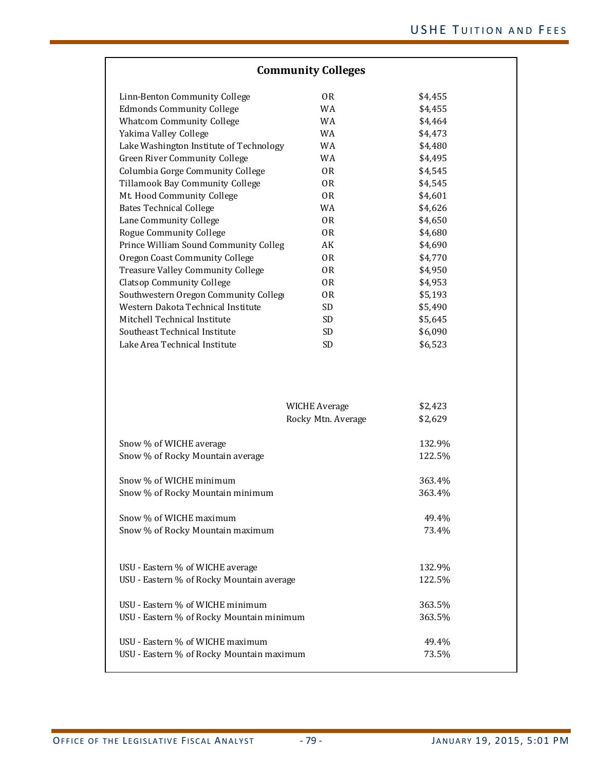## Community Colleges

| | | |
|---|---|---|
| Linn-Benton Community College | OR | $4,455 |
| Edmonds Community College | WA | $4,455 |
| Whatcom Community College | WA | $4,464 |
| Yakima Valley College | WA | $4,473 |
| Lake Washington Institute of Technology | WA | $4,480 |
| Green River Community College | WA | $4,495 |
| Columbia Gorge Community College | OR | $4,545 |
| Tillamook Bay Community College | OR | $4,545 |
| Mt. Hood Community College | OR | $4,601 |
| Bates Technical College | WA | $4,626 |
| Lane Community College | OR | $4,650 |
| Rogue Community College | OR | $4,680 |
| Prince William Sound Community Colleg | AK | $4,690 |
| Oregon Coast Community College | OR | $4,770 |
| Treasure Valley Community College | OR | $4,950 |
| Clatsop Community College | OR | $4,953 |
| Southwestern Oregon Community College | OR | $5,193 |
| Western Dakota Technical Institute | SD | $5,490 |
| Mitchell Technical Institute | SD | $5,645 |
| Southeast Technical Institute | SD | $6,090 |
| Lake Area Technical Institute | SD | $6,523 |
| | WICHE Average | $2,423 |
| | Rocky Mtn. Average | $2,629 |
| Snow % of WICHE average | | 132.9% |
| Snow % of Rocky Mountain average | | 122.5% |
| Snow % of WICHE minimum | | 363.4% |
| Snow % of Rocky Mountain minimum | | 363.4% |
| Snow % of WICHE maximum | | 49.4% |
| Snow % of Rocky Mountain maximum | | 73.4% |
| USU - Eastern % of WICHE average | | 132.9% |
| USU - Eastern % of Rocky Mountain average | | 122.5% |
| USU - Eastern % of WICHE minimum | | 363.5% |
| USU - Eastern % of Rocky Mountain minimum | | 363.5% |
| USU - Eastern % of WICHE maximum | | 49.4% |
| USU - Eastern % of Rocky Mountain maximum | | 73.5% |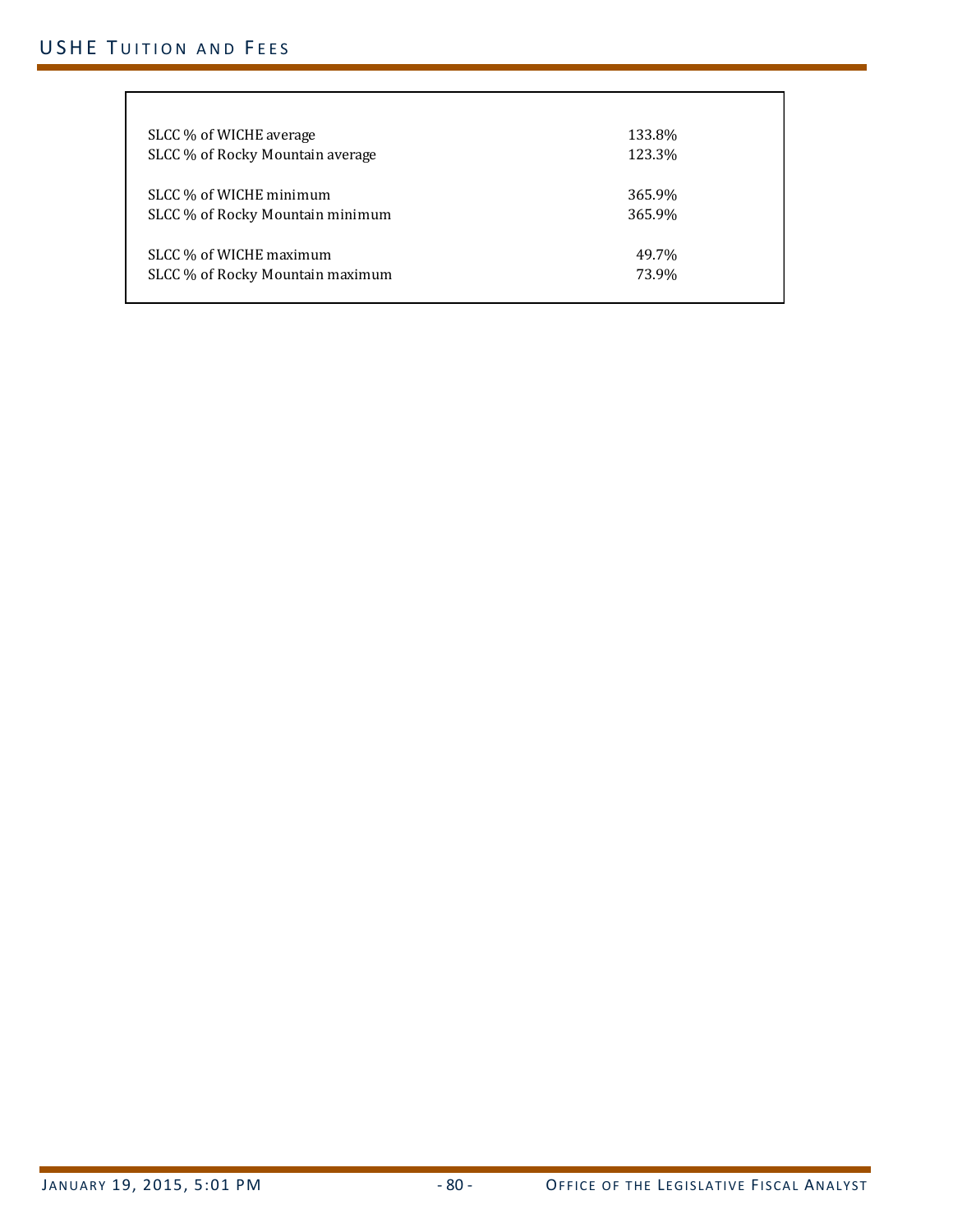| | |
|---|---|
| SLCC % of WICHE average | 133.8% |
| SLCC % of Rocky Mountain average | 123.3% |
| | |
| SLCC % of WICHE minimum | 365.9% |
| SLCC % of Rocky Mountain minimum | 365.9% |
| | |
| SLCC % of WICHE maximum | 49.7% |
| SLCC % of Rocky Mountain maximum | 73.9% |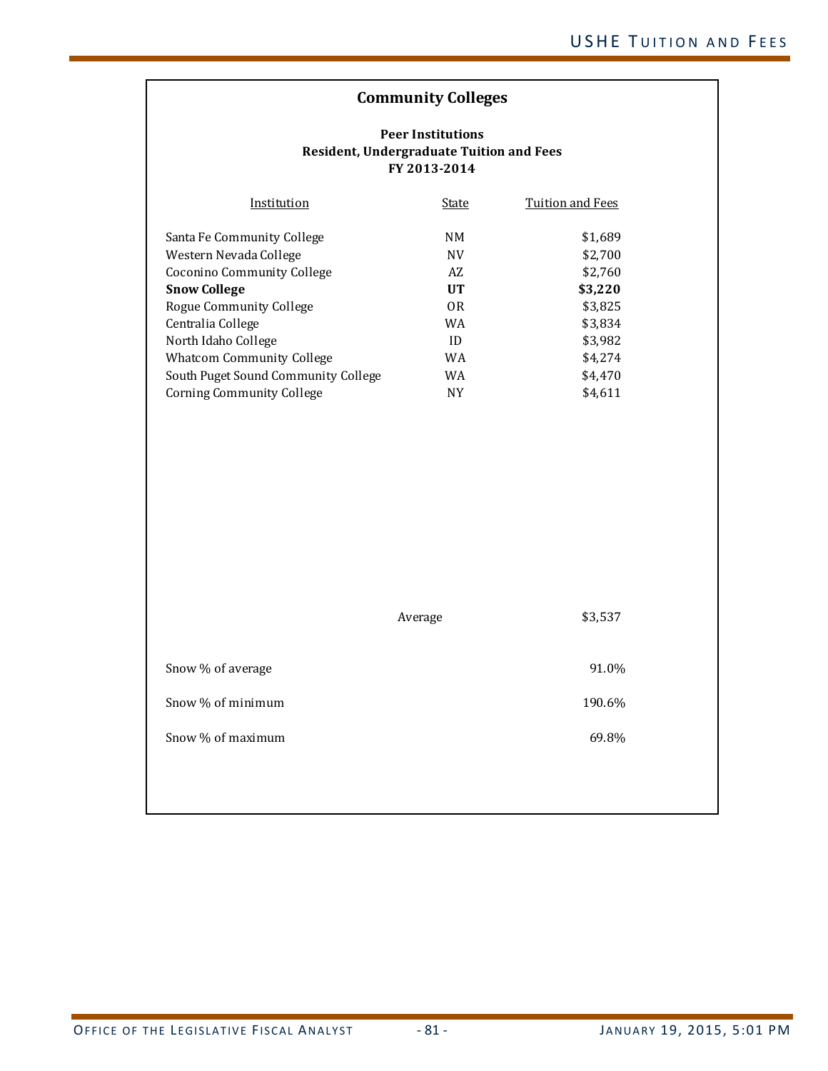## Community Colleges

**Peer Institutions**
**Resident, Undergraduate Tuition and Fees**
**FY 2013-2014**

| Institution | State | Tuition and Fees |
|---|---|---|
| Santa Fe Community College | NM | $1,689 |
| Western Nevada College | NV | $2,700 |
| Coconino Community College | AZ | $2,760 |
| **Snow College** | **UT** | **$3,220** |
| Rogue Community College | OR | $3,825 |
| Centralia College | WA | $3,834 |
| North Idaho College | ID | $3,982 |
| Whatcom Community College | WA | $4,274 |
| South Puget Sound Community College | WA | $4,470 |
| Corning Community College | NY | $4,611 |
| | Average | $3,537 |
| Snow % of average | | 91.0% |
| Snow % of minimum | | 190.6% |
| Snow % of maximum | | 69.8% |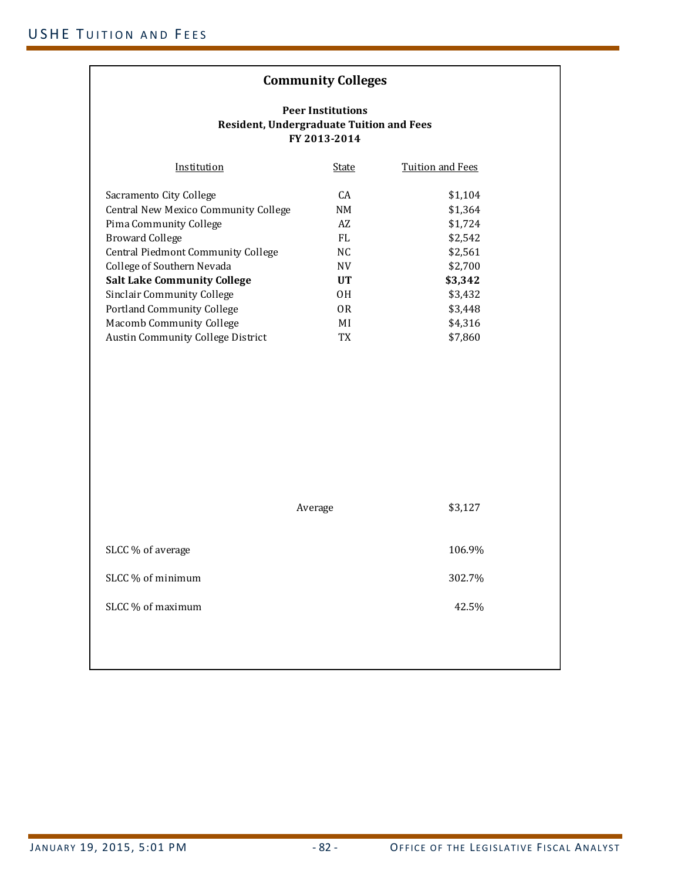## Community Colleges

**Peer Institutions**
**Resident, Undergraduate Tuition and Fees**
**FY 2013-2014**

| Institution | State | Tuition and Fees |
|---|---|---|
| Sacramento City College | CA | $1,104 |
| Central New Mexico Community College | NM | $1,364 |
| Pima Community College | AZ | $1,724 |
| Broward College | FL | $2,542 |
| Central Piedmont Community College | NC | $2,561 |
| College of Southern Nevada | NV | $2,700 |
| **Salt Lake Community College** | **UT** | **$3,342** |
| Sinclair Community College | OH | $3,432 |
| Portland Community College | OR | $3,448 |
| Macomb Community College | MI | $4,316 |
| Austin Community College District | TX | $7,860 |
| | Average | $3,127 |
| SLCC % of average | | 106.9% |
| SLCC % of minimum | | 302.7% |
| SLCC % of maximum | | 42.5% |